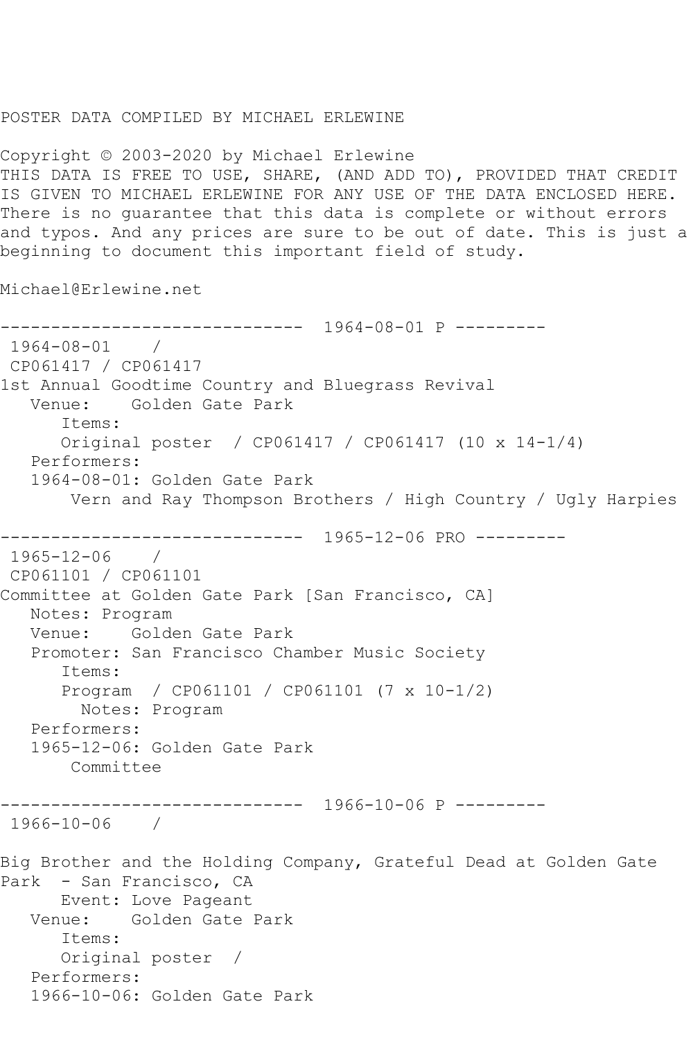POSTER DATA COMPILED BY MICHAEL ERLEWINE

Copyright © 2003-2020 by Michael Erlewine
THIS DATA IS FREE TO USE, SHARE, (AND ADD TO), PROVIDED THAT CREDIT IS GIVEN TO MICHAEL ERLEWINE FOR ANY USE OF THE DATA ENCLOSED HERE. There is no guarantee that this data is complete or without errors and typos. And any prices are sure to be out of date. This is just a beginning to document this important field of study.

Michael@Erlewine.net

```
------------------------------  1964-08-01 P ---------
 1964-08-01    /
 CP061417 / CP061417
1st Annual Goodtime Country and Bluegrass Revival
   Venue:    Golden Gate Park
      Items:
      Original poster  / CP061417 / CP061417 (10 x 14-1/4)
   Performers:
   1964-08-01: Golden Gate Park
       Vern and Ray Thompson Brothers / High Country / Ugly Harpies

------------------------------  1965-12-06 PRO ---------
 1965-12-06    /
 CP061101 / CP061101
Committee at Golden Gate Park [San Francisco, CA]
   Notes: Program
   Venue:    Golden Gate Park
   Promoter: San Francisco Chamber Music Society
      Items:
      Program  / CP061101 / CP061101 (7 x 10-1/2)
        Notes: Program
   Performers:
   1965-12-06: Golden Gate Park
       Committee

------------------------------  1966-10-06 P ---------
 1966-10-06    /

Big Brother and the Holding Company, Grateful Dead at Golden Gate Park  - San Francisco, CA
      Event: Love Pageant
   Venue:    Golden Gate Park
      Items:
      Original poster  /
   Performers:
   1966-10-06: Golden Gate Park
```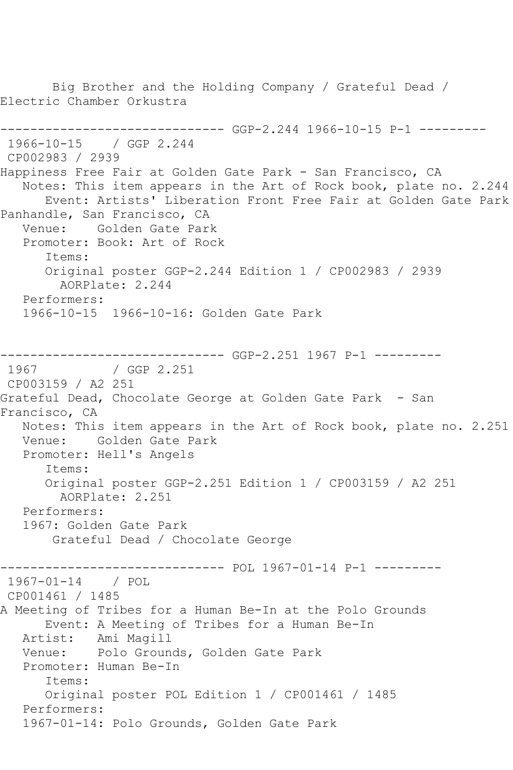Big Brother and the Holding Company / Grateful Dead / Electric Chamber Orkustra

------------------------------ GGP-2.244 1966-10-15 P-1 ---------

1966-10-15 / GGP 2.244
CP002983 / 2939
Happiness Free Fair at Golden Gate Park - San Francisco, CA
Notes: This item appears in the Art of Rock book, plate no. 2.244
Event: Artists' Liberation Front Free Fair at Golden Gate Park Panhandle, San Francisco, CA
Venue: Golden Gate Park
Promoter: Book: Art of Rock
Items:
Original poster GGP-2.244 Edition 1 / CP002983 / 2939
AORPlate: 2.244
Performers:
1966-10-15 1966-10-16: Golden Gate Park

------------------------------ GGP-2.251 1967 P-1 ---------

1967 / GGP 2.251
CP003159 / A2 251
Grateful Dead, Chocolate George at Golden Gate Park - San Francisco, CA
Notes: This item appears in the Art of Rock book, plate no. 2.251
Venue: Golden Gate Park
Promoter: Hell's Angels
Items:
Original poster GGP-2.251 Edition 1 / CP003159 / A2 251
AORPlate: 2.251
Performers:
1967: Golden Gate Park
Grateful Dead / Chocolate George

------------------------------ POL 1967-01-14 P-1 ---------

1967-01-14 / POL
CP001461 / 1485
A Meeting of Tribes for a Human Be-In at the Polo Grounds
Event: A Meeting of Tribes for a Human Be-In
Artist: Ami Magill
Venue: Polo Grounds, Golden Gate Park
Promoter: Human Be-In
Items:
Original poster POL Edition 1 / CP001461 / 1485
Performers:
1967-01-14: Polo Grounds, Golden Gate Park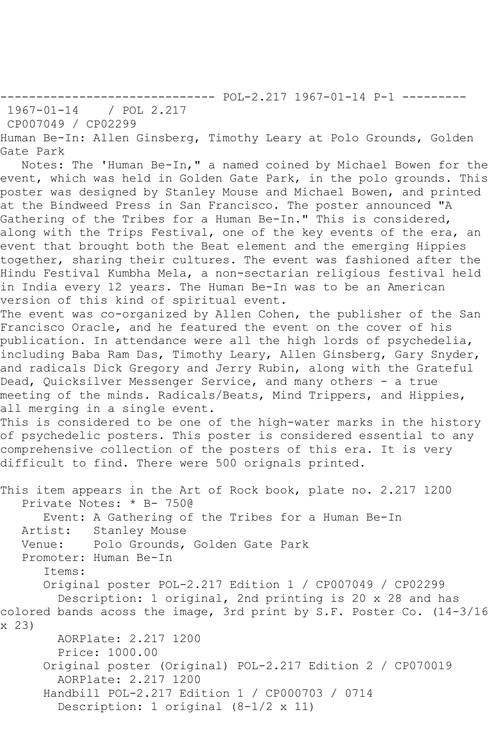------------------------------ POL-2.217 1967-01-14 P-1 ---------

1967-01-14 / POL 2.217

CP007049 / CP02299

Human Be-In: Allen Ginsberg, Timothy Leary at Polo Grounds, Golden Gate Park

Notes: The 'Human Be-In," a named coined by Michael Bowen for the event, which was held in Golden Gate Park, in the polo grounds. This poster was designed by Stanley Mouse and Michael Bowen, and printed at the Bindweed Press in San Francisco. The poster announced "A Gathering of the Tribes for a Human Be-In." This is considered, along with the Trips Festival, one of the key events of the era, an event that brought both the Beat element and the emerging Hippies together, sharing their cultures. The event was fashioned after the Hindu Festival Kumbha Mela, a non-sectarian religious festival held in India every 12 years. The Human Be-In was to be an American version of this kind of spiritual event.

The event was co-organized by Allen Cohen, the publisher of the San Francisco Oracle, and he featured the event on the cover of his publication. In attendance were all the high lords of psychedelia, including Baba Ram Das, Timothy Leary, Allen Ginsberg, Gary Snyder, and radicals Dick Gregory and Jerry Rubin, along with the Grateful Dead, Quicksilver Messenger Service, and many others - a true meeting of the minds. Radicals/Beats, Mind Trippers, and Hippies, all merging in a single event.

This is considered to be one of the high-water marks in the history of psychedelic posters. This poster is considered essential to any comprehensive collection of the posters of this era. It is very difficult to find. There were 500 orignals printed.

This item appears in the Art of Rock book, plate no. 2.217 1200

Private Notes: * B- 750@

Event: A Gathering of the Tribes for a Human Be-In

Artist: Stanley Mouse

Venue: Polo Grounds, Golden Gate Park

Promoter: Human Be-In

Items:

Original poster POL-2.217 Edition 1 / CP007049 / CP02299

Description: 1 original, 2nd printing is 20 x 28 and has colored bands acoss the image, 3rd print by S.F. Poster Co. (14-3/16 x 23)

AORPlate: 2.217 1200

Price: 1000.00

Original poster (Original) POL-2.217 Edition 2 / CP070019

AORPlate: 2.217 1200

Handbill POL-2.217 Edition 1 / CP000703 / 0714

Description: 1 original (8-1/2 x 11)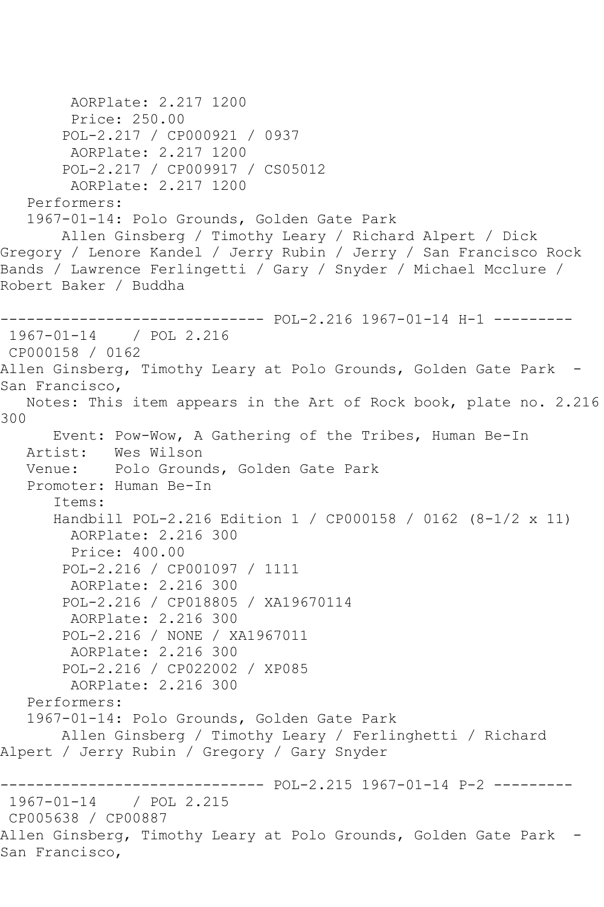AORPlate: 2.217 1200
Price: 250.00
POL-2.217 / CP000921 / 0937
AORPlate: 2.217 1200
POL-2.217 / CP009917 / CS05012
AORPlate: 2.217 1200

Performers:

1967-01-14: Polo Grounds, Golden Gate Park
Allen Ginsberg / Timothy Leary / Richard Alpert / Dick Gregory / Lenore Kandel / Jerry Rubin / Jerry / San Francisco Rock Bands / Lawrence Ferlingetti / Gary / Snyder / Michael Mcclure / Robert Baker / Buddha

------------------------------ POL-2.216 1967-01-14 H-1 ---------

1967-01-14 / POL 2.216
CP000158 / 0162

Allen Ginsberg, Timothy Leary at Polo Grounds, Golden Gate Park - San Francisco,

Notes: This item appears in the Art of Rock book, plate no. 2.216 300

Event: Pow-Wow, A Gathering of the Tribes, Human Be-In
Artist: Wes Wilson
Venue: Polo Grounds, Golden Gate Park
Promoter: Human Be-In

Items:

Handbill POL-2.216 Edition 1 / CP000158 / 0162 (8-1/2 x 11)
AORPlate: 2.216 300
Price: 400.00
POL-2.216 / CP001097 / 1111
AORPlate: 2.216 300
POL-2.216 / CP018805 / XA19670114
AORPlate: 2.216 300
POL-2.216 / NONE / XA1967011
AORPlate: 2.216 300
POL-2.216 / CP022002 / XP085
AORPlate: 2.216 300

Performers:

1967-01-14: Polo Grounds, Golden Gate Park
Allen Ginsberg / Timothy Leary / Ferlinghetti / Richard Alpert / Jerry Rubin / Gregory / Gary Snyder

------------------------------ POL-2.215 1967-01-14 P-2 ---------

1967-01-14 / POL 2.215
CP005638 / CP00887

Allen Ginsberg, Timothy Leary at Polo Grounds, Golden Gate Park - San Francisco,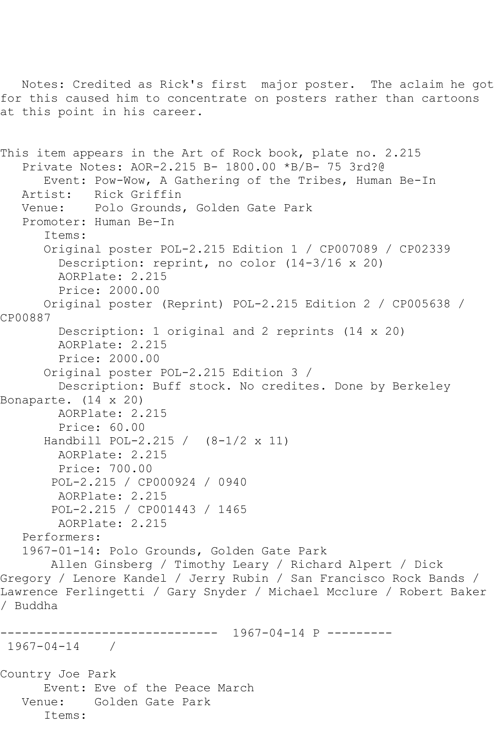Notes: Credited as Rick's first major poster. The aclaim he got for this caused him to concentrate on posters rather than cartoons at this point in his career.

This item appears in the Art of Rock book, plate no. 2.215
Private Notes: AOR-2.215 B- 1800.00 *B/B- 75 3rd?@
Event: Pow-Wow, A Gathering of the Tribes, Human Be-In
Artist: Rick Griffin
Venue: Polo Grounds, Golden Gate Park
Promoter: Human Be-In
Items:
Original poster POL-2.215 Edition 1 / CP007089 / CP02339
Description: reprint, no color (14-3/16 x 20)
AORPlate: 2.215
Price: 2000.00
Original poster (Reprint) POL-2.215 Edition 2 / CP005638 / CP00887
Description: 1 original and 2 reprints (14 x 20)
AORPlate: 2.215
Price: 2000.00
Original poster POL-2.215 Edition 3 /
Description: Buff stock. No credites. Done by Berkeley Bonaparte. (14 x 20)
AORPlate: 2.215
Price: 60.00
Handbill POL-2.215 / (8-1/2 x 11)
AORPlate: 2.215
Price: 700.00
POL-2.215 / CP000924 / 0940
AORPlate: 2.215
POL-2.215 / CP001443 / 1465
AORPlate: 2.215
Performers:
1967-01-14: Polo Grounds, Golden Gate Park
Allen Ginsberg / Timothy Leary / Richard Alpert / Dick Gregory / Lenore Kandel / Jerry Rubin / San Francisco Rock Bands / Lawrence Ferlingetti / Gary Snyder / Michael Mcclure / Robert Baker / Buddha

------------------------------ 1967-04-14 P ---------
1967-04-14 /

Country Joe Park
Event: Eve of the Peace March
Venue: Golden Gate Park
Items: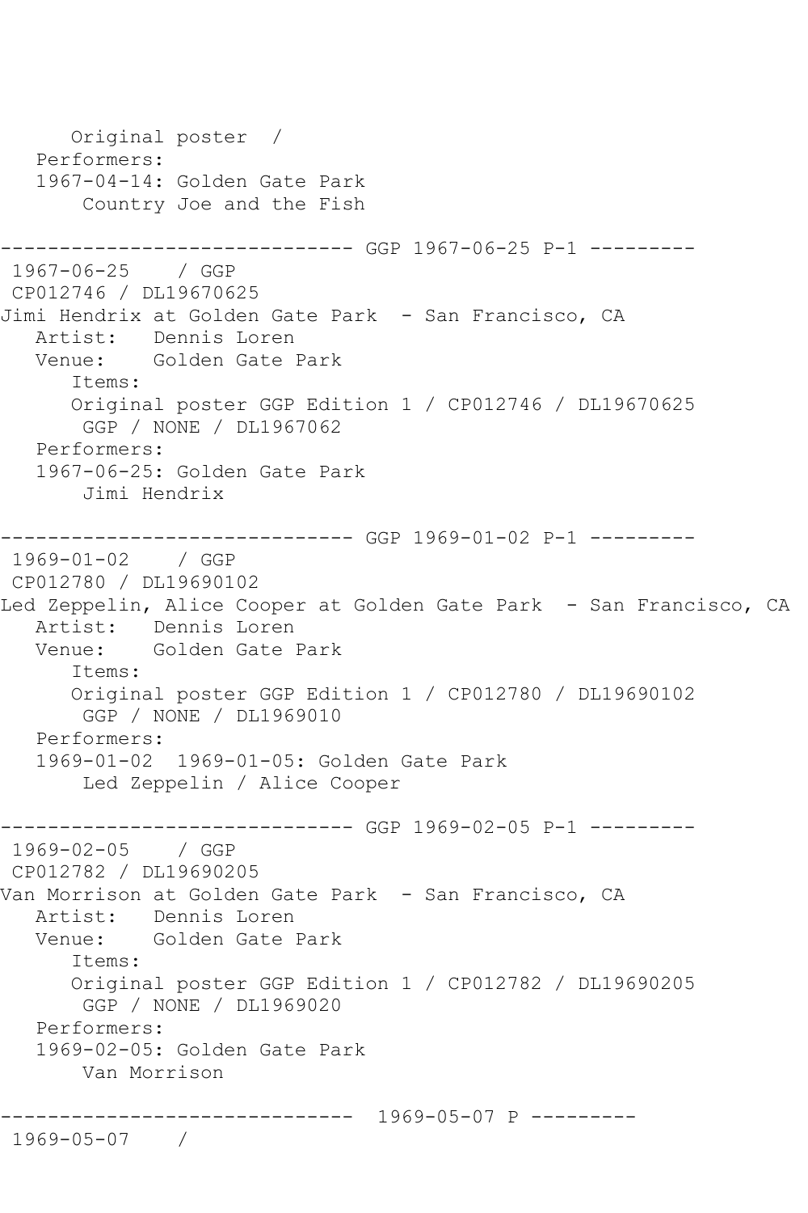```
      Original poster  /
   Performers:
   1967-04-14: Golden Gate Park
       Country Joe and the Fish

------------------------------ GGP 1967-06-25 P-1 ---------
 1967-06-25    / GGP
 CP012746 / DL19670625
Jimi Hendrix at Golden Gate Park  - San Francisco, CA
   Artist:   Dennis Loren
   Venue:    Golden Gate Park
      Items:
      Original poster GGP Edition 1 / CP012746 / DL19670625
       GGP / NONE / DL1967062
   Performers:
   1967-06-25: Golden Gate Park
       Jimi Hendrix

------------------------------ GGP 1969-01-02 P-1 ---------
 1969-01-02    / GGP
 CP012780 / DL19690102
Led Zeppelin, Alice Cooper at Golden Gate Park  - San Francisco, CA
   Artist:   Dennis Loren
   Venue:    Golden Gate Park
      Items:
      Original poster GGP Edition 1 / CP012780 / DL19690102
       GGP / NONE / DL1969010
   Performers:
   1969-01-02  1969-01-05: Golden Gate Park
       Led Zeppelin / Alice Cooper

------------------------------ GGP 1969-02-05 P-1 ---------
 1969-02-05    / GGP
 CP012782 / DL19690205
Van Morrison at Golden Gate Park  - San Francisco, CA
   Artist:   Dennis Loren
   Venue:    Golden Gate Park
      Items:
      Original poster GGP Edition 1 / CP012782 / DL19690205
       GGP / NONE / DL1969020
   Performers:
   1969-02-05: Golden Gate Park
       Van Morrison

------------------------------  1969-05-07 P ---------
 1969-05-07    /
```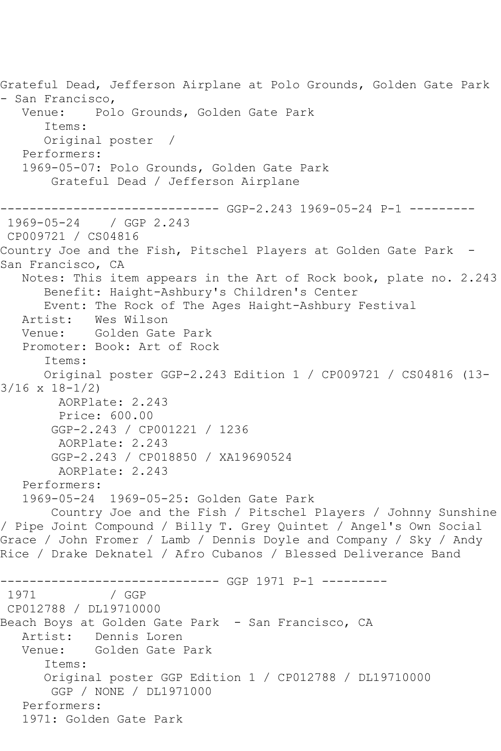Grateful Dead, Jefferson Airplane at Polo Grounds, Golden Gate Park - San Francisco,

Venue: Polo Grounds, Golden Gate Park

Items:

Original poster /

Performers:

1969-05-07: Polo Grounds, Golden Gate Park

Grateful Dead / Jefferson Airplane

------------------------------ GGP-2.243 1969-05-24 P-1 ---------

1969-05-24 / GGP 2.243

CP009721 / CS04816

Country Joe and the Fish, Pitschel Players at Golden Gate Park - San Francisco, CA

Notes: This item appears in the Art of Rock book, plate no. 2.243

Benefit: Haight-Ashbury's Children's Center

Event: The Rock of The Ages Haight-Ashbury Festival

Artist: Wes Wilson

Venue: Golden Gate Park

Promoter: Book: Art of Rock

Items:

Original poster GGP-2.243 Edition 1 / CP009721 / CS04816 (13-3/16 x 18-1/2)

AORPlate: 2.243

Price: 600.00

GGP-2.243 / CP001221 / 1236

AORPlate: 2.243

GGP-2.243 / CP018850 / XA19690524

AORPlate: 2.243

Performers:

1969-05-24 1969-05-25: Golden Gate Park

Country Joe and the Fish / Pitschel Players / Johnny Sunshine / Pipe Joint Compound / Billy T. Grey Quintet / Angel's Own Social Grace / John Fromer / Lamb / Dennis Doyle and Company / Sky / Andy Rice / Drake Deknatel / Afro Cubanos / Blessed Deliverance Band

------------------------------ GGP 1971 P-1 ---------

1971 / GGP

CP012788 / DL19710000

Beach Boys at Golden Gate Park - San Francisco, CA

Artist: Dennis Loren

Venue: Golden Gate Park

Items:

Original poster GGP Edition 1 / CP012788 / DL19710000

GGP / NONE / DL1971000

Performers:

1971: Golden Gate Park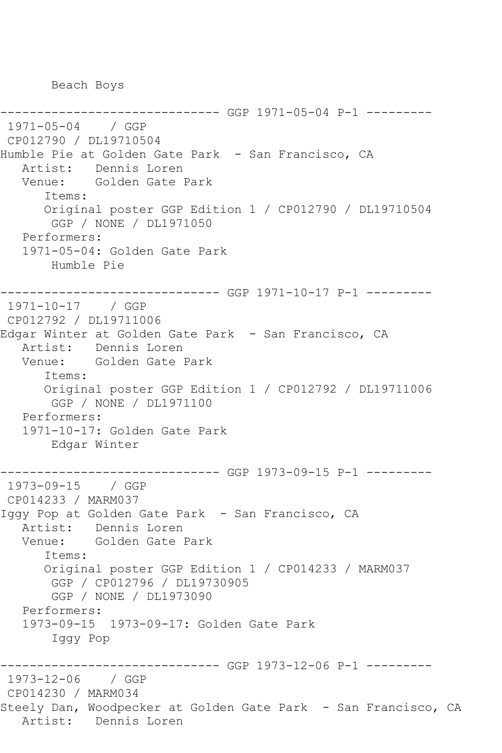```
       Beach Boys

------------------------------ GGP 1971-05-04 P-1 ---------
 1971-05-04    / GGP
 CP012790 / DL19710504
Humble Pie at Golden Gate Park  - San Francisco, CA
   Artist:   Dennis Loren
   Venue:    Golden Gate Park
      Items:
      Original poster GGP Edition 1 / CP012790 / DL19710504
       GGP / NONE / DL1971050
   Performers:
   1971-05-04: Golden Gate Park
       Humble Pie

------------------------------ GGP 1971-10-17 P-1 ---------
 1971-10-17    / GGP
 CP012792 / DL19711006
Edgar Winter at Golden Gate Park  - San Francisco, CA
   Artist:   Dennis Loren
   Venue:    Golden Gate Park
      Items:
      Original poster GGP Edition 1 / CP012792 / DL19711006
       GGP / NONE / DL1971100
   Performers:
   1971-10-17: Golden Gate Park
       Edgar Winter

------------------------------ GGP 1973-09-15 P-1 ---------
 1973-09-15    / GGP
 CP014233 / MARM037
Iggy Pop at Golden Gate Park  - San Francisco, CA
   Artist:   Dennis Loren
   Venue:    Golden Gate Park
      Items:
      Original poster GGP Edition 1 / CP014233 / MARM037
       GGP / CP012796 / DL19730905
       GGP / NONE / DL1973090
   Performers:
   1973-09-15  1973-09-17: Golden Gate Park
       Iggy Pop

------------------------------ GGP 1973-12-06 P-1 ---------
 1973-12-06    / GGP
 CP014230 / MARM034
Steely Dan, Woodpecker at Golden Gate Park  - San Francisco, CA
   Artist:   Dennis Loren
```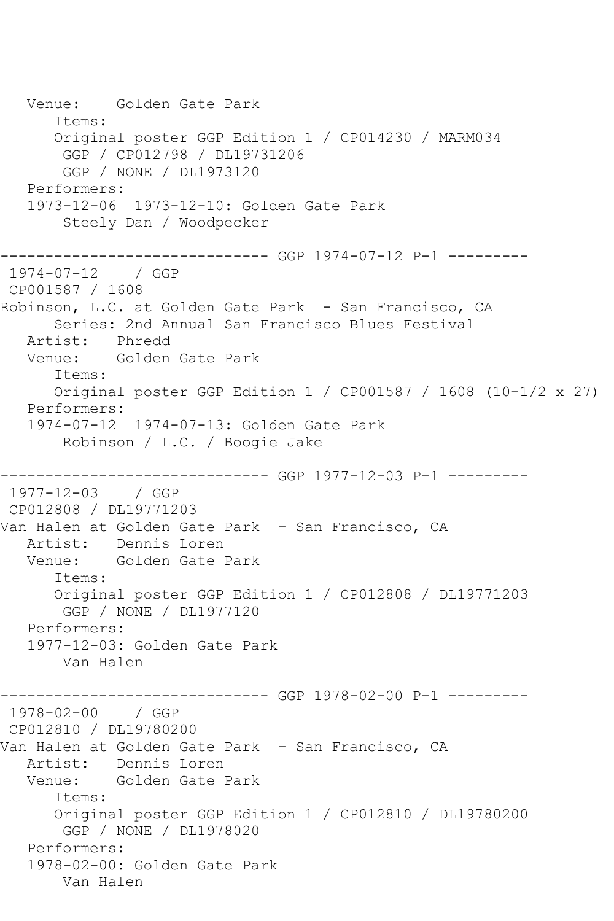```
   Venue:    Golden Gate Park
      Items:
      Original poster GGP Edition 1 / CP014230 / MARM034
       GGP / CP012798 / DL19731206
       GGP / NONE / DL1973120
   Performers:
   1973-12-06  1973-12-10: Golden Gate Park
       Steely Dan / Woodpecker

------------------------------ GGP 1974-07-12 P-1 ---------
 1974-07-12    / GGP
 CP001587 / 1608
Robinson, L.C. at Golden Gate Park  - San Francisco, CA
      Series: 2nd Annual San Francisco Blues Festival
   Artist:   Phredd
   Venue:    Golden Gate Park
      Items:
      Original poster GGP Edition 1 / CP001587 / 1608 (10-1/2 x 27)
   Performers:
   1974-07-12  1974-07-13: Golden Gate Park
       Robinson / L.C. / Boogie Jake

------------------------------ GGP 1977-12-03 P-1 ---------
 1977-12-03    / GGP
 CP012808 / DL19771203
Van Halen at Golden Gate Park  - San Francisco, CA
   Artist:   Dennis Loren
   Venue:    Golden Gate Park
      Items:
      Original poster GGP Edition 1 / CP012808 / DL19771203
       GGP / NONE / DL1977120
   Performers:
   1977-12-03: Golden Gate Park
       Van Halen

------------------------------ GGP 1978-02-00 P-1 ---------
 1978-02-00    / GGP
 CP012810 / DL19780200
Van Halen at Golden Gate Park  - San Francisco, CA
   Artist:   Dennis Loren
   Venue:    Golden Gate Park
      Items:
      Original poster GGP Edition 1 / CP012810 / DL19780200
       GGP / NONE / DL1978020
   Performers:
   1978-02-00: Golden Gate Park
       Van Halen
```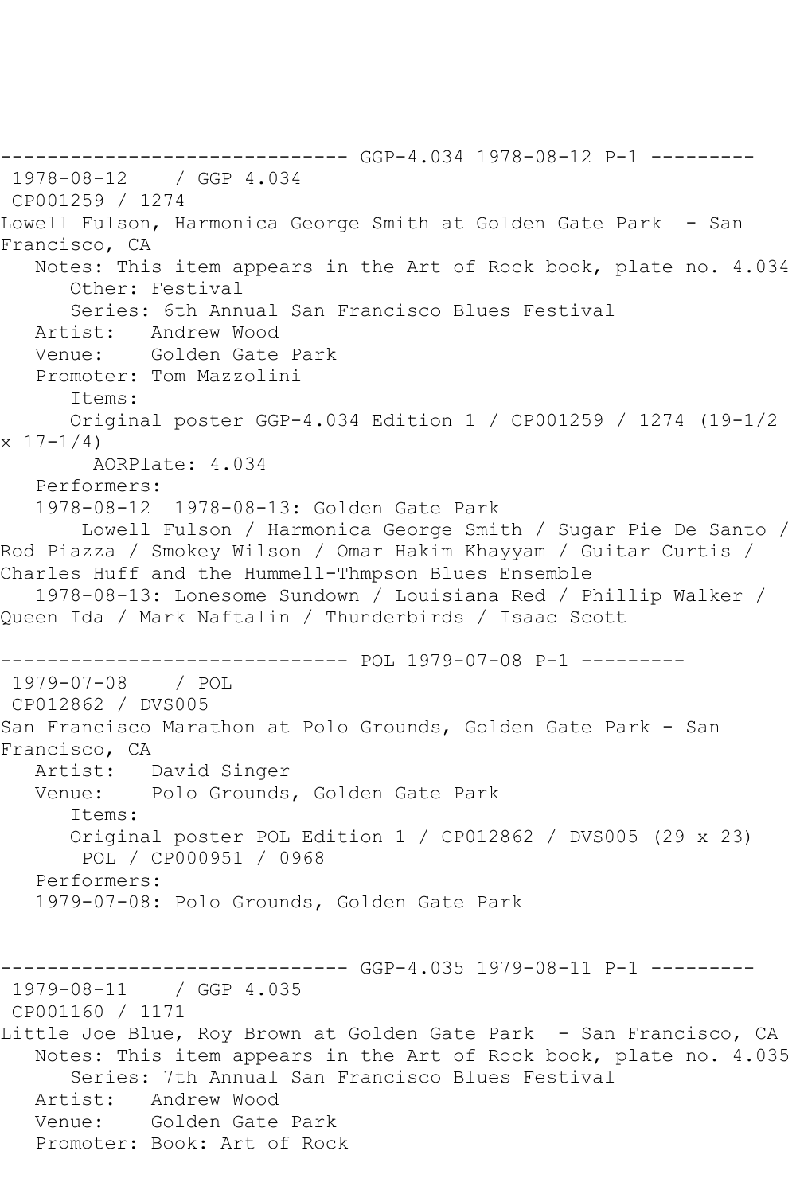------------------------------ GGP-4.034 1978-08-12 P-1 ---------

1978-08-12 / GGP 4.034

CP001259 / 1274

Lowell Fulson, Harmonica George Smith at Golden Gate Park - San Francisco, CA

Notes: This item appears in the Art of Rock book, plate no. 4.034

Other: Festival

Series: 6th Annual San Francisco Blues Festival

Artist: Andrew Wood

Venue: Golden Gate Park

Promoter: Tom Mazzolini

Items:

Original poster GGP-4.034 Edition 1 / CP001259 / 1274 (19-1/2 x 17-1/4)

AORPlate: 4.034

Performers:

1978-08-12 1978-08-13: Golden Gate Park

Lowell Fulson / Harmonica George Smith / Sugar Pie De Santo / Rod Piazza / Smokey Wilson / Omar Hakim Khayyam / Guitar Curtis / Charles Huff and the Hummell-Thmpson Blues Ensemble

1978-08-13: Lonesome Sundown / Louisiana Red / Phillip Walker / Queen Ida / Mark Naftalin / Thunderbirds / Isaac Scott

------------------------------ POL 1979-07-08 P-1 ---------

1979-07-08 / POL

CP012862 / DVS005

San Francisco Marathon at Polo Grounds, Golden Gate Park - San Francisco, CA

Artist: David Singer

Venue: Polo Grounds, Golden Gate Park

Items:

Original poster POL Edition 1 / CP012862 / DVS005 (29 x 23)

POL / CP000951 / 0968

Performers:

1979-07-08: Polo Grounds, Golden Gate Park

------------------------------ GGP-4.035 1979-08-11 P-1 ---------

1979-08-11 / GGP 4.035

CP001160 / 1171

Little Joe Blue, Roy Brown at Golden Gate Park - San Francisco, CA

Notes: This item appears in the Art of Rock book, plate no. 4.035

Series: 7th Annual San Francisco Blues Festival

Artist: Andrew Wood

Venue: Golden Gate Park

Promoter: Book: Art of Rock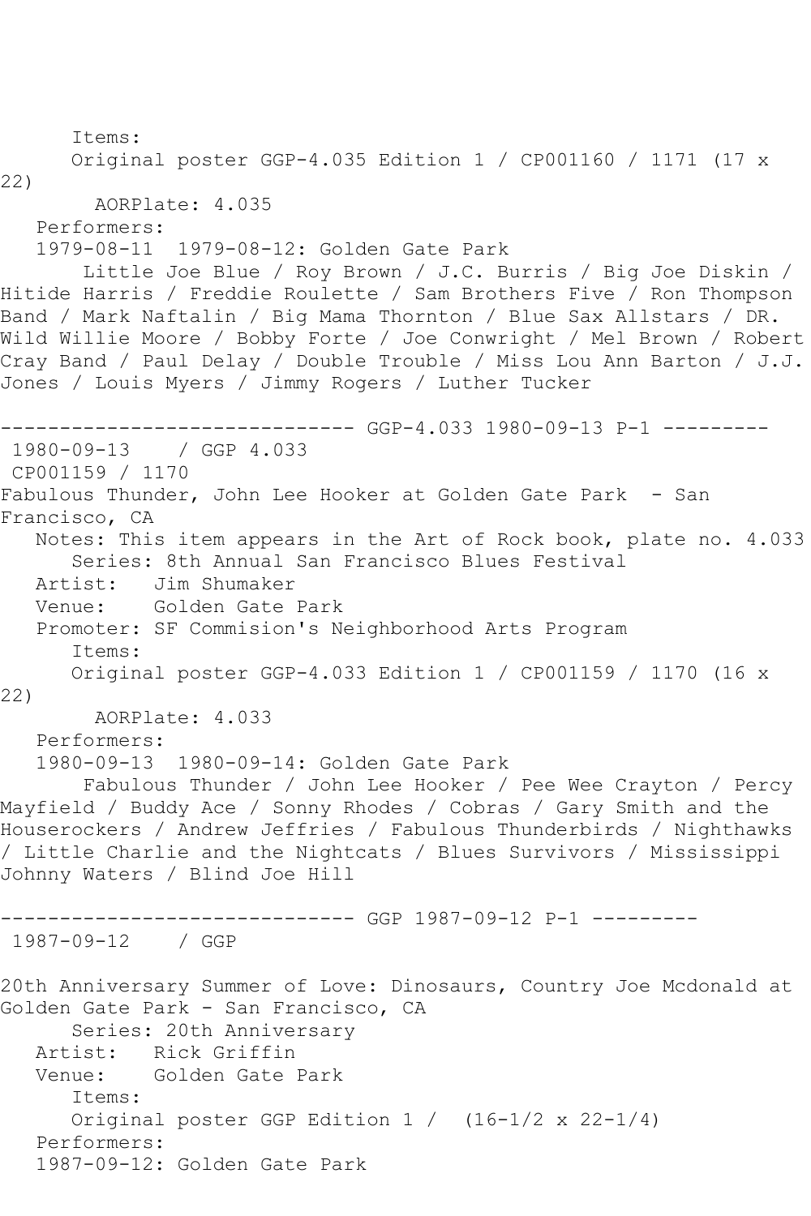Items:
Original poster GGP-4.035 Edition 1 / CP001160 / 1171 (17 x 22)
AORPlate: 4.035
Performers:
1979-08-11 1979-08-12: Golden Gate Park
Little Joe Blue / Roy Brown / J.C. Burris / Big Joe Diskin / Hitide Harris / Freddie Roulette / Sam Brothers Five / Ron Thompson Band / Mark Naftalin / Big Mama Thornton / Blue Sax Allstars / DR. Wild Willie Moore / Bobby Forte / Joe Conwright / Mel Brown / Robert Cray Band / Paul Delay / Double Trouble / Miss Lou Ann Barton / J.J. Jones / Louis Myers / Jimmy Rogers / Luther Tucker

------------------------------ GGP-4.033 1980-09-13 P-1 ---------

1980-09-13 / GGP 4.033
CP001159 / 1170
Fabulous Thunder, John Lee Hooker at Golden Gate Park - San Francisco, CA
Notes: This item appears in the Art of Rock book, plate no. 4.033
Series: 8th Annual San Francisco Blues Festival
Artist: Jim Shumaker
Venue: Golden Gate Park
Promoter: SF Commision's Neighborhood Arts Program
Items:
Original poster GGP-4.033 Edition 1 / CP001159 / 1170 (16 x 22)
AORPlate: 4.033
Performers:
1980-09-13 1980-09-14: Golden Gate Park
Fabulous Thunder / John Lee Hooker / Pee Wee Crayton / Percy Mayfield / Buddy Ace / Sonny Rhodes / Cobras / Gary Smith and the Houserockers / Andrew Jeffries / Fabulous Thunderbirds / Nighthawks / Little Charlie and the Nightcats / Blues Survivors / Mississippi Johnny Waters / Blind Joe Hill

------------------------------ GGP 1987-09-12 P-1 ---------

1987-09-12 / GGP

20th Anniversary Summer of Love: Dinosaurs, Country Joe Mcdonald at Golden Gate Park - San Francisco, CA
Series: 20th Anniversary
Artist: Rick Griffin
Venue: Golden Gate Park
Items:
Original poster GGP Edition 1 / (16-1/2 x 22-1/4)
Performers:
1987-09-12: Golden Gate Park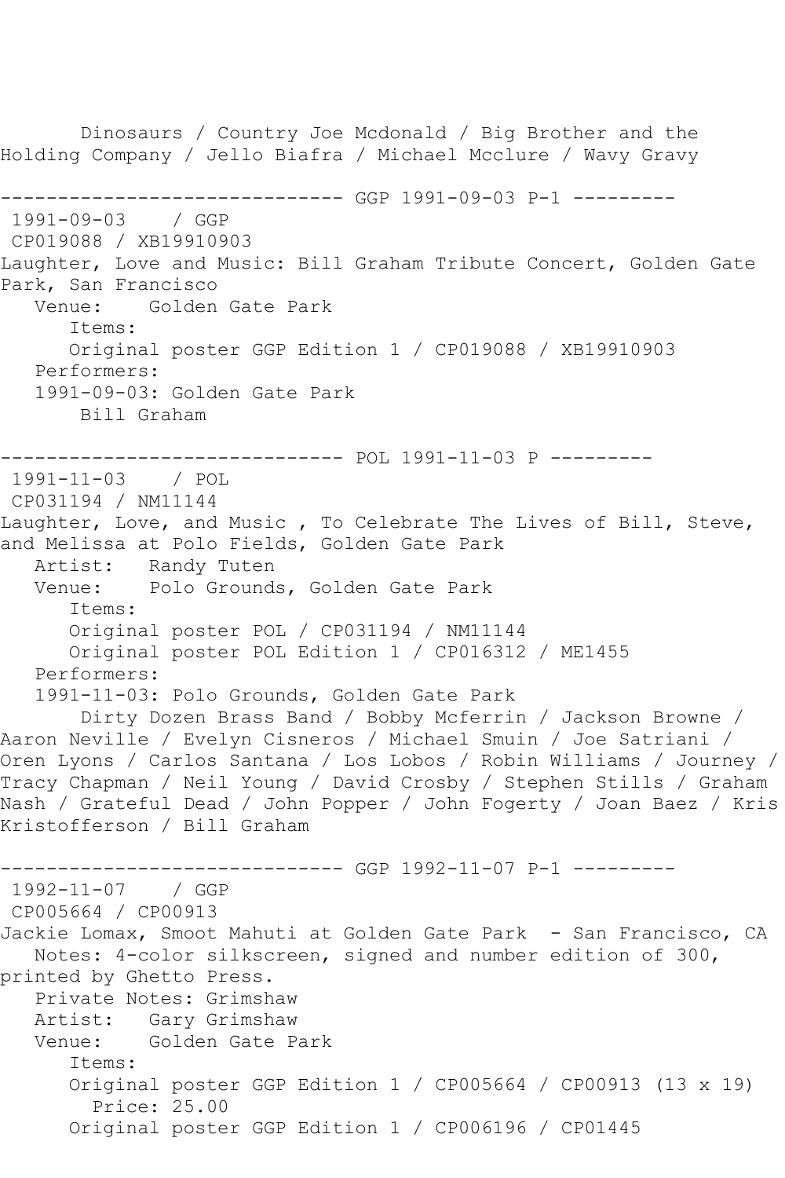Dinosaurs / Country Joe Mcdonald / Big Brother and the Holding Company / Jello Biafra / Michael Mcclure / Wavy Gravy

------------------------------ GGP 1991-09-03 P-1 ---------

1991-09-03 / GGP

CP019088 / XB19910903

Laughter, Love and Music: Bill Graham Tribute Concert, Golden Gate Park, San Francisco

Venue: Golden Gate Park

Items:

Original poster GGP Edition 1 / CP019088 / XB19910903

Performers:

1991-09-03: Golden Gate Park

Bill Graham

------------------------------ POL 1991-11-03 P ---------

1991-11-03 / POL

CP031194 / NM11144

Laughter, Love, and Music , To Celebrate The Lives of Bill, Steve, and Melissa at Polo Fields, Golden Gate Park

Artist: Randy Tuten

Venue: Polo Grounds, Golden Gate Park

Items:

Original poster POL / CP031194 / NM11144

Original poster POL Edition 1 / CP016312 / ME1455

Performers:

1991-11-03: Polo Grounds, Golden Gate Park

Dirty Dozen Brass Band / Bobby Mcferrin / Jackson Browne / Aaron Neville / Evelyn Cisneros / Michael Smuin / Joe Satriani / Oren Lyons / Carlos Santana / Los Lobos / Robin Williams / Journey / Tracy Chapman / Neil Young / David Crosby / Stephen Stills / Graham Nash / Grateful Dead / John Popper / John Fogerty / Joan Baez / Kris Kristofferson / Bill Graham

------------------------------ GGP 1992-11-07 P-1 ---------

1992-11-07 / GGP

CP005664 / CP00913

Jackie Lomax, Smoot Mahuti at Golden Gate Park - San Francisco, CA

Notes: 4-color silkscreen, signed and number edition of 300, printed by Ghetto Press.

Private Notes: Grimshaw

Artist: Gary Grimshaw

Venue: Golden Gate Park

Items:

Original poster GGP Edition 1 / CP005664 / CP00913 (13 x 19)

Price: 25.00

Original poster GGP Edition 1 / CP006196 / CP01445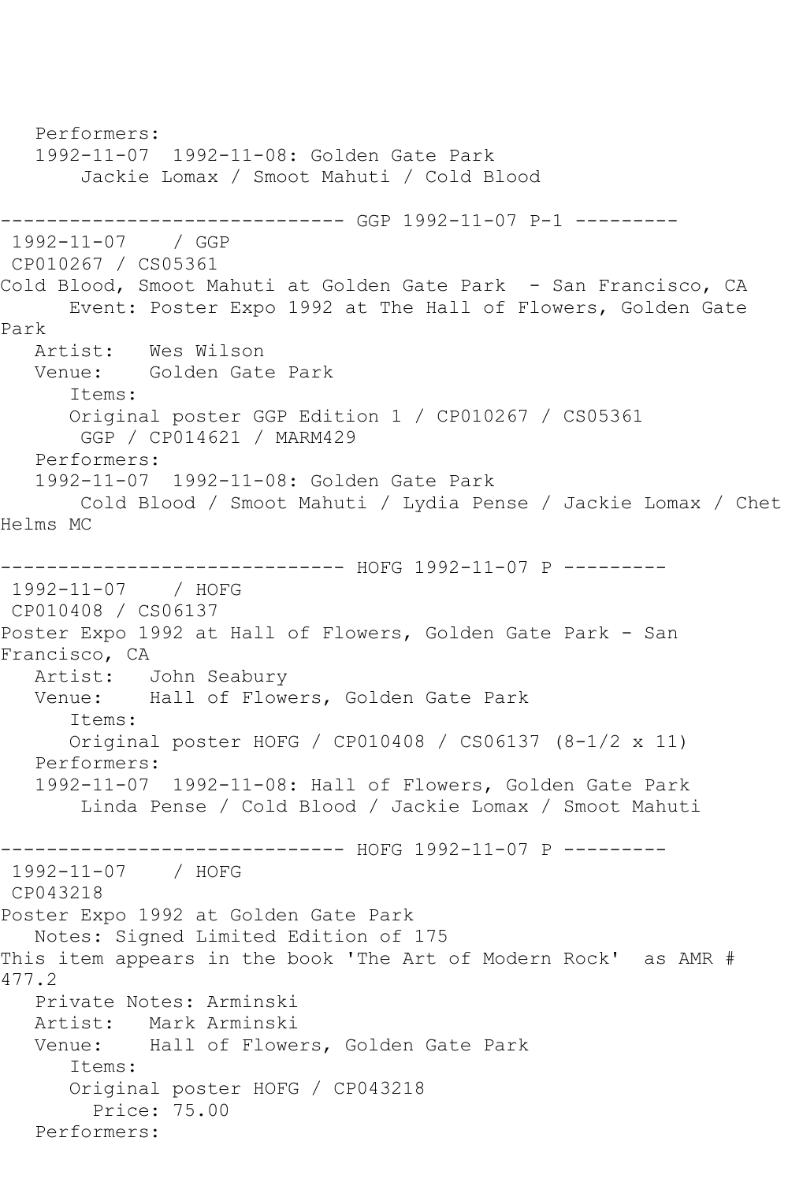Performers:
   1992-11-07  1992-11-08: Golden Gate Park
       Jackie Lomax / Smoot Mahuti / Cold Blood

------------------------------ GGP 1992-11-07 P-1 ---------
 1992-11-07    / GGP
 CP010267 / CS05361
Cold Blood, Smoot Mahuti at Golden Gate Park  - San Francisco, CA
      Event: Poster Expo 1992 at The Hall of Flowers, Golden Gate Park
   Artist:   Wes Wilson
   Venue:    Golden Gate Park
      Items:
      Original poster GGP Edition 1 / CP010267 / CS05361
       GGP / CP014621 / MARM429
   Performers:
   1992-11-07  1992-11-08: Golden Gate Park
       Cold Blood / Smoot Mahuti / Lydia Pense / Jackie Lomax / Chet Helms MC

------------------------------ HOFG 1992-11-07 P ---------
 1992-11-07    / HOFG
 CP010408 / CS06137
Poster Expo 1992 at Hall of Flowers, Golden Gate Park - San Francisco, CA
   Artist:   John Seabury
   Venue:    Hall of Flowers, Golden Gate Park
      Items:
      Original poster HOFG / CP010408 / CS06137 (8-1/2 x 11)
   Performers:
   1992-11-07  1992-11-08: Hall of Flowers, Golden Gate Park
       Linda Pense / Cold Blood / Jackie Lomax / Smoot Mahuti

------------------------------ HOFG 1992-11-07 P ---------
 1992-11-07    / HOFG
 CP043218
Poster Expo 1992 at Golden Gate Park
   Notes: Signed Limited Edition of 175
This item appears in the book 'The Art of Modern Rock'  as AMR # 477.2
   Private Notes: Arminski
   Artist:   Mark Arminski
   Venue:    Hall of Flowers, Golden Gate Park
      Items:
      Original poster HOFG / CP043218
        Price: 75.00
   Performers: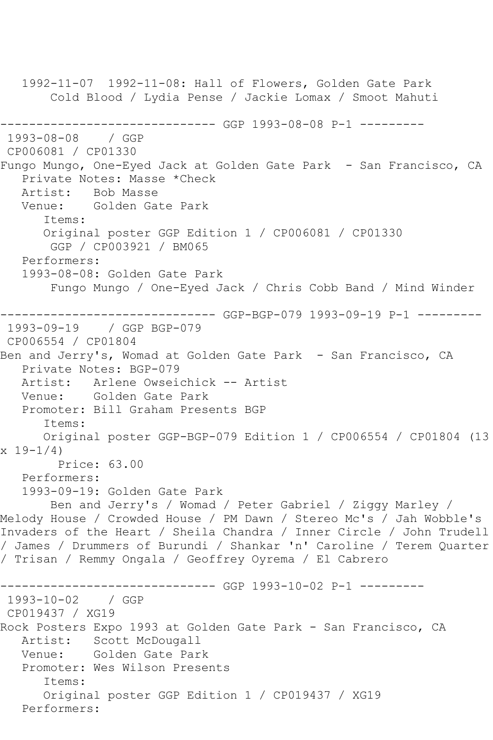1992-11-07  1992-11-08: Hall of Flowers, Golden Gate Park
    Cold Blood / Lydia Pense / Jackie Lomax / Smoot Mahuti

------------------------------ GGP 1993-08-08 P-1 ---------

1993-08-08    / GGP
CP006081 / CP01330
Fungo Mungo, One-Eyed Jack at Golden Gate Park  - San Francisco, CA
   Private Notes: Masse *Check
   Artist:   Bob Masse
   Venue:    Golden Gate Park
      Items:
      Original poster GGP Edition 1 / CP006081 / CP01330
       GGP / CP003921 / BM065
   Performers:
   1993-08-08: Golden Gate Park
       Fungo Mungo / One-Eyed Jack / Chris Cobb Band / Mind Winder

------------------------------ GGP-BGP-079 1993-09-19 P-1 ---------

1993-09-19    / GGP BGP-079
CP006554 / CP01804
Ben and Jerry's, Womad at Golden Gate Park  - San Francisco, CA
   Private Notes: BGP-079
   Artist:   Arlene Owseichick -- Artist
   Venue:    Golden Gate Park
   Promoter: Bill Graham Presents BGP
      Items:
      Original poster GGP-BGP-079 Edition 1 / CP006554 / CP01804 (13 x 19-1/4)
         Price: 63.00
   Performers:
   1993-09-19: Golden Gate Park
       Ben and Jerry's / Womad / Peter Gabriel / Ziggy Marley / Melody House / Crowded House / PM Dawn / Stereo Mc's / Jah Wobble's Invaders of the Heart / Sheila Chandra / Inner Circle / John Trudell / James / Drummers of Burundi / Shankar 'n' Caroline / Terem Quarter / Trisan / Remmy Ongala / Geoffrey Oyrema / El Cabrero

------------------------------ GGP 1993-10-02 P-1 ---------

1993-10-02    / GGP
CP019437 / XG19
Rock Posters Expo 1993 at Golden Gate Park - San Francisco, CA
   Artist:   Scott McDougall
   Venue:    Golden Gate Park
   Promoter: Wes Wilson Presents
      Items:
      Original poster GGP Edition 1 / CP019437 / XG19
   Performers: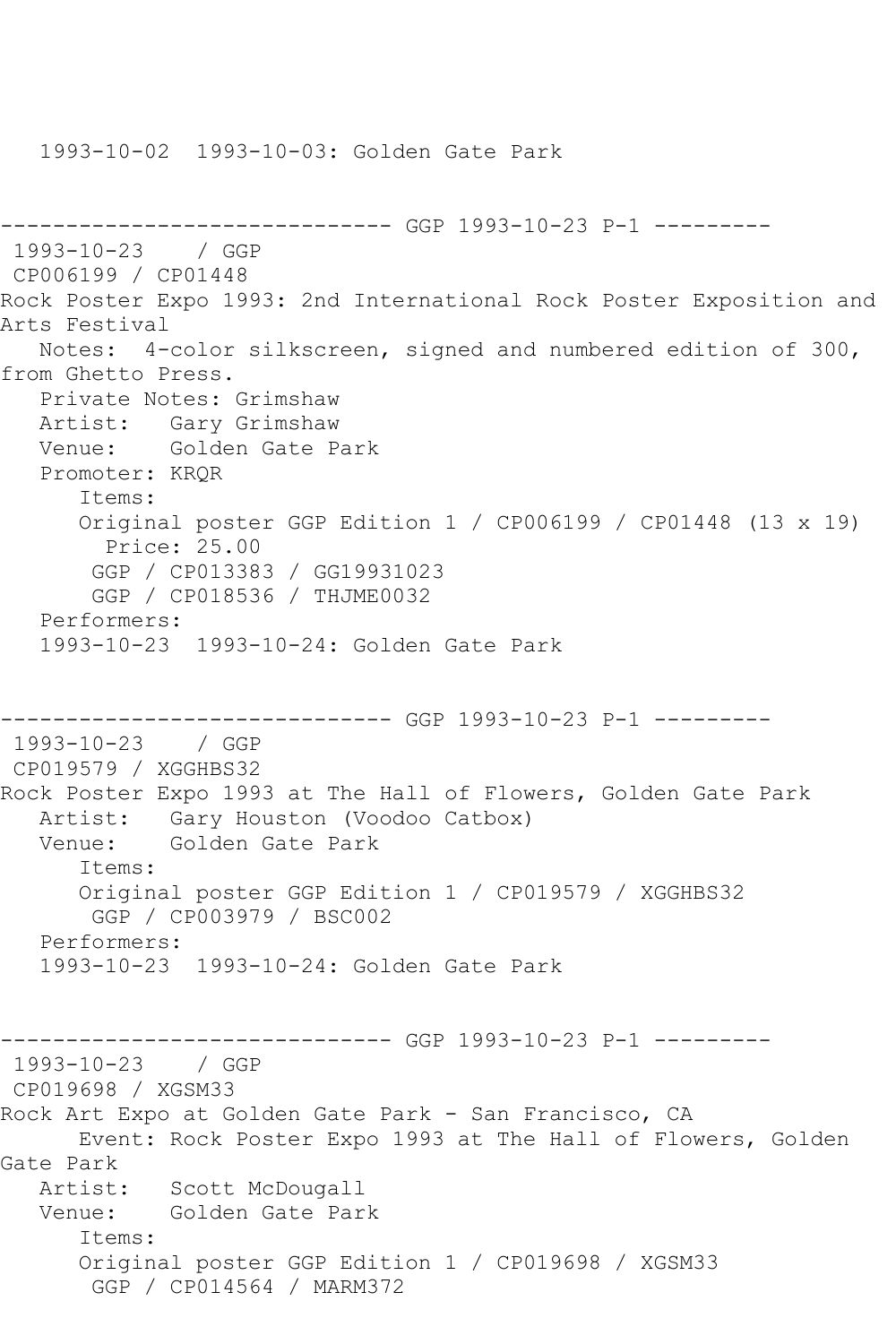1993-10-02  1993-10-03: Golden Gate Park

------------------------------ GGP 1993-10-23 P-1 ---------

1993-10-23    / GGP
CP006199 / CP01448
Rock Poster Expo 1993: 2nd International Rock Poster Exposition and Arts Festival
   Notes:  4-color silkscreen, signed and numbered edition of 300, from Ghetto Press.
   Private Notes: Grimshaw
   Artist:   Gary Grimshaw
   Venue:    Golden Gate Park
   Promoter: KRQR
      Items:
      Original poster GGP Edition 1 / CP006199 / CP01448 (13 x 19)
        Price: 25.00
       GGP / CP013383 / GG19931023
       GGP / CP018536 / THJME0032
   Performers:
   1993-10-23  1993-10-24: Golden Gate Park

------------------------------ GGP 1993-10-23 P-1 ---------

1993-10-23    / GGP
CP019579 / XGGHBS32
Rock Poster Expo 1993 at The Hall of Flowers, Golden Gate Park
   Artist:   Gary Houston (Voodoo Catbox)
   Venue:    Golden Gate Park
      Items:
      Original poster GGP Edition 1 / CP019579 / XGGHBS32
       GGP / CP003979 / BSC002
   Performers:
   1993-10-23  1993-10-24: Golden Gate Park

------------------------------ GGP 1993-10-23 P-1 ---------

1993-10-23    / GGP
CP019698 / XGSM33
Rock Art Expo at Golden Gate Park - San Francisco, CA
      Event: Rock Poster Expo 1993 at The Hall of Flowers, Golden Gate Park
   Artist:   Scott McDougall
   Venue:    Golden Gate Park
      Items:
      Original poster GGP Edition 1 / CP019698 / XGSM33
       GGP / CP014564 / MARM372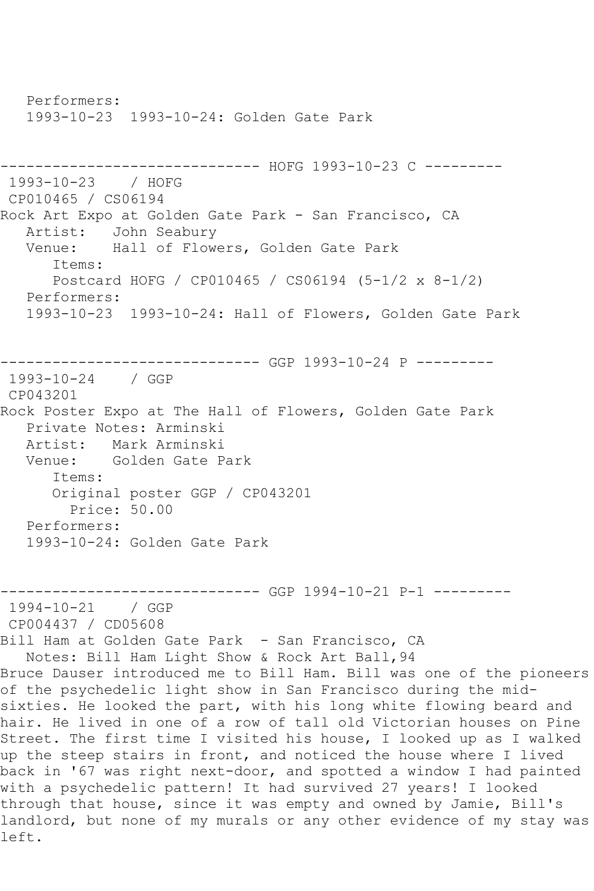```
   Performers:
   1993-10-23  1993-10-24: Golden Gate Park


------------------------------ HOFG 1993-10-23 C ---------
 1993-10-23    / HOFG
 CP010465 / CS06194
Rock Art Expo at Golden Gate Park - San Francisco, CA
   Artist:   John Seabury
   Venue:    Hall of Flowers, Golden Gate Park
      Items:
      Postcard HOFG / CP010465 / CS06194 (5-1/2 x 8-1/2)
   Performers:
   1993-10-23  1993-10-24: Hall of Flowers, Golden Gate Park


------------------------------ GGP 1993-10-24 P ---------
 1993-10-24    / GGP
 CP043201
Rock Poster Expo at The Hall of Flowers, Golden Gate Park
   Private Notes: Arminski
   Artist:   Mark Arminski
   Venue:    Golden Gate Park
      Items:
      Original poster GGP / CP043201
        Price: 50.00
   Performers:
   1993-10-24: Golden Gate Park


------------------------------ GGP 1994-10-21 P-1 ---------
 1994-10-21    / GGP
 CP004437 / CD05608
Bill Ham at Golden Gate Park  - San Francisco, CA
   Notes: Bill Ham Light Show & Rock Art Ball,94
Bruce Dauser introduced me to Bill Ham. Bill was one of the pioneers
of the psychedelic light show in San Francisco during the mid-
sixties. He looked the part, with his long white flowing beard and
hair. He lived in one of a row of tall old Victorian houses on Pine
Street. The first time I visited his house, I looked up as I walked
up the steep stairs in front, and noticed the house where I lived
back in '67 was right next-door, and spotted a window I had painted
with a psychedelic pattern! It had survived 27 years! I looked
through that house, since it was empty and owned by Jamie, Bill's
landlord, but none of my murals or any other evidence of my stay was
left.
```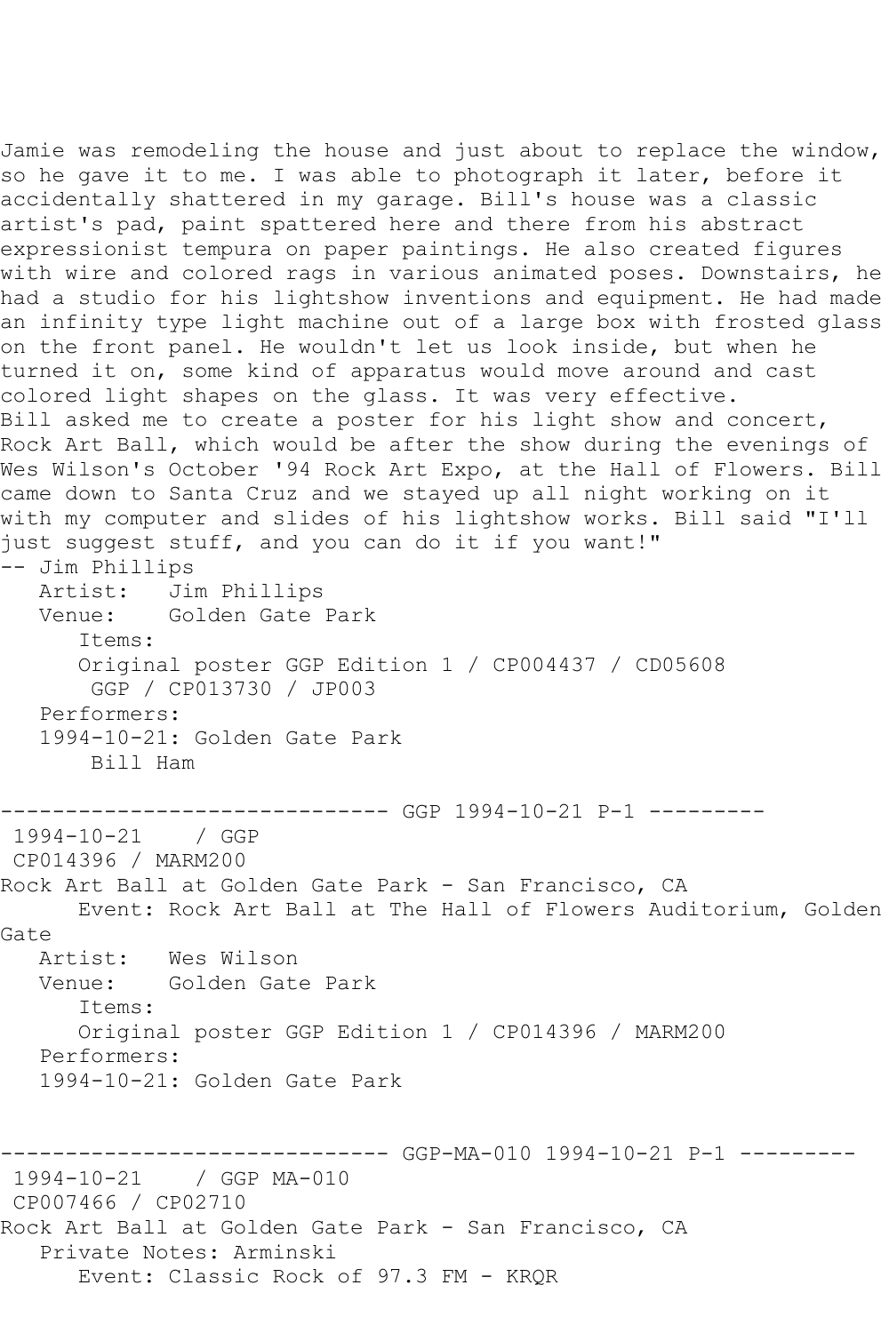Jamie was remodeling the house and just about to replace the window, so he gave it to me. I was able to photograph it later, before it accidentally shattered in my garage. Bill's house was a classic artist's pad, paint spattered here and there from his abstract expressionist tempura on paper paintings. He also created figures with wire and colored rags in various animated poses. Downstairs, he had a studio for his lightshow inventions and equipment. He had made an infinity type light machine out of a large box with frosted glass on the front panel. He wouldn't let us look inside, but when he turned it on, some kind of apparatus would move around and cast colored light shapes on the glass. It was very effective.
Bill asked me to create a poster for his light show and concert, Rock Art Ball, which would be after the show during the evenings of Wes Wilson's October '94 Rock Art Expo, at the Hall of Flowers. Bill came down to Santa Cruz and we stayed up all night working on it with my computer and slides of his lightshow works. Bill said "I'll just suggest stuff, and you can do it if you want!"
-- Jim Phillips

```
   Artist:   Jim Phillips
   Venue:    Golden Gate Park
      Items:
      Original poster GGP Edition 1 / CP004437 / CD05608
       GGP / CP013730 / JP003
   Performers:
   1994-10-21: Golden Gate Park
       Bill Ham
```

------------------------------ GGP 1994-10-21 P-1 ---------

```
 1994-10-21    / GGP
 CP014396 / MARM200
Rock Art Ball at Golden Gate Park - San Francisco, CA
      Event: Rock Art Ball at The Hall of Flowers Auditorium, Golden Gate
   Artist:   Wes Wilson
   Venue:    Golden Gate Park
      Items:
      Original poster GGP Edition 1 / CP014396 / MARM200
   Performers:
   1994-10-21: Golden Gate Park
```

------------------------------ GGP-MA-010 1994-10-21 P-1 ---------

```
 1994-10-21    / GGP MA-010
 CP007466 / CP02710
Rock Art Ball at Golden Gate Park - San Francisco, CA
   Private Notes: Arminski
      Event: Classic Rock of 97.3 FM - KRQR
```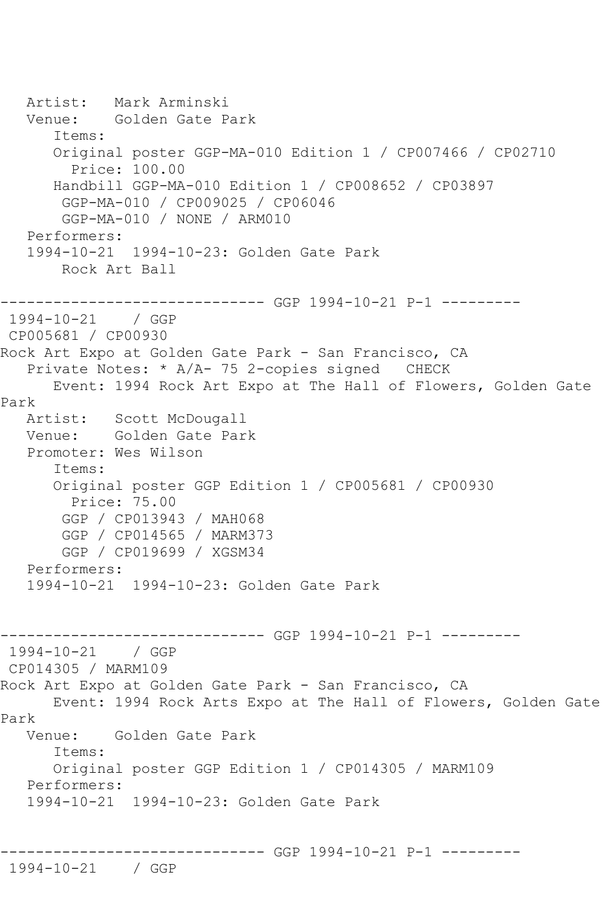```
   Artist:   Mark Arminski
   Venue:    Golden Gate Park
      Items:
      Original poster GGP-MA-010 Edition 1 / CP007466 / CP02710
        Price: 100.00
      Handbill GGP-MA-010 Edition 1 / CP008652 / CP03897
       GGP-MA-010 / CP009025 / CP06046
       GGP-MA-010 / NONE / ARM010
   Performers:
   1994-10-21  1994-10-23: Golden Gate Park
       Rock Art Ball

------------------------------ GGP 1994-10-21 P-1 ---------
 1994-10-21    / GGP
 CP005681 / CP00930
Rock Art Expo at Golden Gate Park - San Francisco, CA
   Private Notes: * A/A- 75 2-copies signed   CHECK
      Event: 1994 Rock Art Expo at The Hall of Flowers, Golden Gate
Park
   Artist:   Scott McDougall
   Venue:    Golden Gate Park
   Promoter: Wes Wilson
      Items:
      Original poster GGP Edition 1 / CP005681 / CP00930
        Price: 75.00
       GGP / CP013943 / MAH068
       GGP / CP014565 / MARM373
       GGP / CP019699 / XGSM34
   Performers:
   1994-10-21  1994-10-23: Golden Gate Park


------------------------------ GGP 1994-10-21 P-1 ---------
 1994-10-21    / GGP
 CP014305 / MARM109
Rock Art Expo at Golden Gate Park - San Francisco, CA
      Event: 1994 Rock Arts Expo at The Hall of Flowers, Golden Gate
Park
   Venue:    Golden Gate Park
      Items:
      Original poster GGP Edition 1 / CP014305 / MARM109
   Performers:
   1994-10-21  1994-10-23: Golden Gate Park


------------------------------ GGP 1994-10-21 P-1 ---------
 1994-10-21    / GGP
```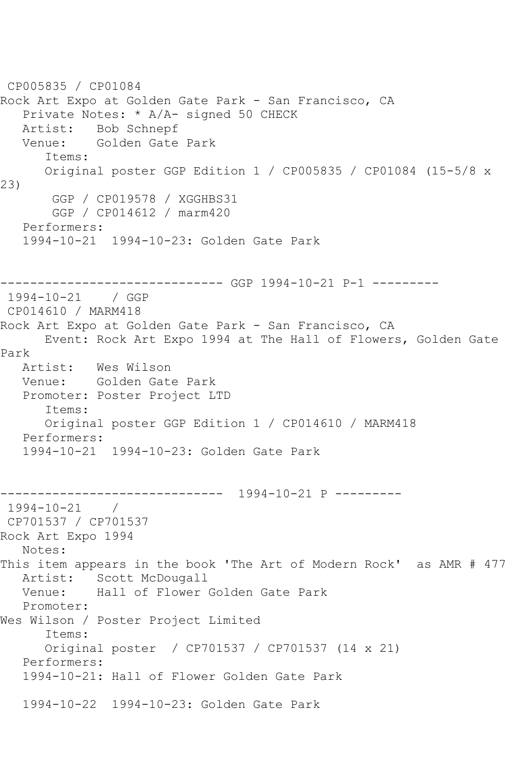CP005835 / CP01084
Rock Art Expo at Golden Gate Park - San Francisco, CA
   Private Notes: * A/A- signed 50 CHECK
   Artist:   Bob Schnepf
   Venue:    Golden Gate Park
      Items:
      Original poster GGP Edition 1 / CP005835 / CP01084 (15-5/8 x 23)
       GGP / CP019578 / XGGHBS31
       GGP / CP014612 / marm420
   Performers:
   1994-10-21  1994-10-23: Golden Gate Park

------------------------------ GGP 1994-10-21 P-1 ---------

1994-10-21    / GGP
CP014610 / MARM418
Rock Art Expo at Golden Gate Park - San Francisco, CA
      Event: Rock Art Expo 1994 at The Hall of Flowers, Golden Gate Park
   Artist:   Wes Wilson
   Venue:    Golden Gate Park
   Promoter: Poster Project LTD
      Items:
      Original poster GGP Edition 1 / CP014610 / MARM418
   Performers:
   1994-10-21  1994-10-23: Golden Gate Park

------------------------------  1994-10-21 P ---------

1994-10-21    /
CP701537 / CP701537
Rock Art Expo 1994
   Notes:
This item appears in the book 'The Art of Modern Rock'  as AMR # 477
   Artist:   Scott McDougall
   Venue:    Hall of Flower Golden Gate Park
   Promoter:
Wes Wilson / Poster Project Limited
      Items:
      Original poster  / CP701537 / CP701537 (14 x 21)
   Performers:
   1994-10-21: Hall of Flower Golden Gate Park

   1994-10-22  1994-10-23: Golden Gate Park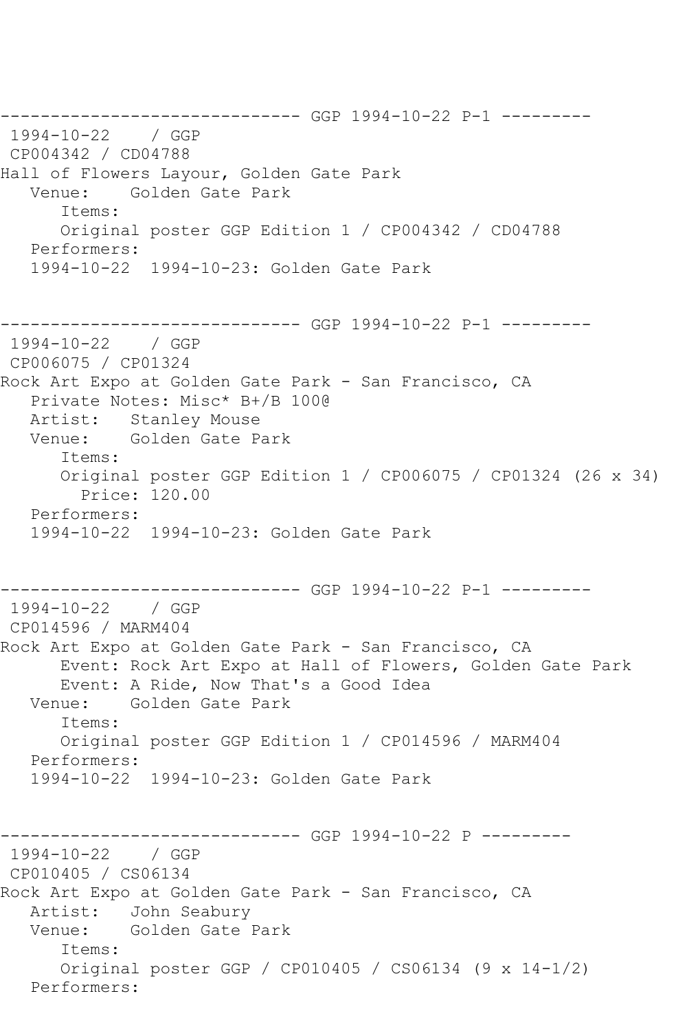------------------------------ GGP 1994-10-22 P-1 ---------

1994-10-22 / GGP

CP004342 / CD04788

Hall of Flowers Layour, Golden Gate Park

Venue: Golden Gate Park

Items:

Original poster GGP Edition 1 / CP004342 / CD04788

Performers:

1994-10-22 1994-10-23: Golden Gate Park

------------------------------ GGP 1994-10-22 P-1 ---------

1994-10-22 / GGP

CP006075 / CP01324

Rock Art Expo at Golden Gate Park - San Francisco, CA

Private Notes: Misc* B+/B 100@

Artist: Stanley Mouse

Venue: Golden Gate Park

Items:

Original poster GGP Edition 1 / CP006075 / CP01324 (26 x 34)

Price: 120.00

Performers:

1994-10-22 1994-10-23: Golden Gate Park

------------------------------ GGP 1994-10-22 P-1 ---------

1994-10-22 / GGP

CP014596 / MARM404

Rock Art Expo at Golden Gate Park - San Francisco, CA

Event: Rock Art Expo at Hall of Flowers, Golden Gate Park

Event: A Ride, Now That's a Good Idea

Venue: Golden Gate Park

Items:

Original poster GGP Edition 1 / CP014596 / MARM404

Performers:

1994-10-22 1994-10-23: Golden Gate Park

------------------------------ GGP 1994-10-22 P ---------

1994-10-22 / GGP

CP010405 / CS06134

Rock Art Expo at Golden Gate Park - San Francisco, CA

Artist: John Seabury

Venue: Golden Gate Park

Items:

Original poster GGP / CP010405 / CS06134 (9 x 14-1/2)

Performers: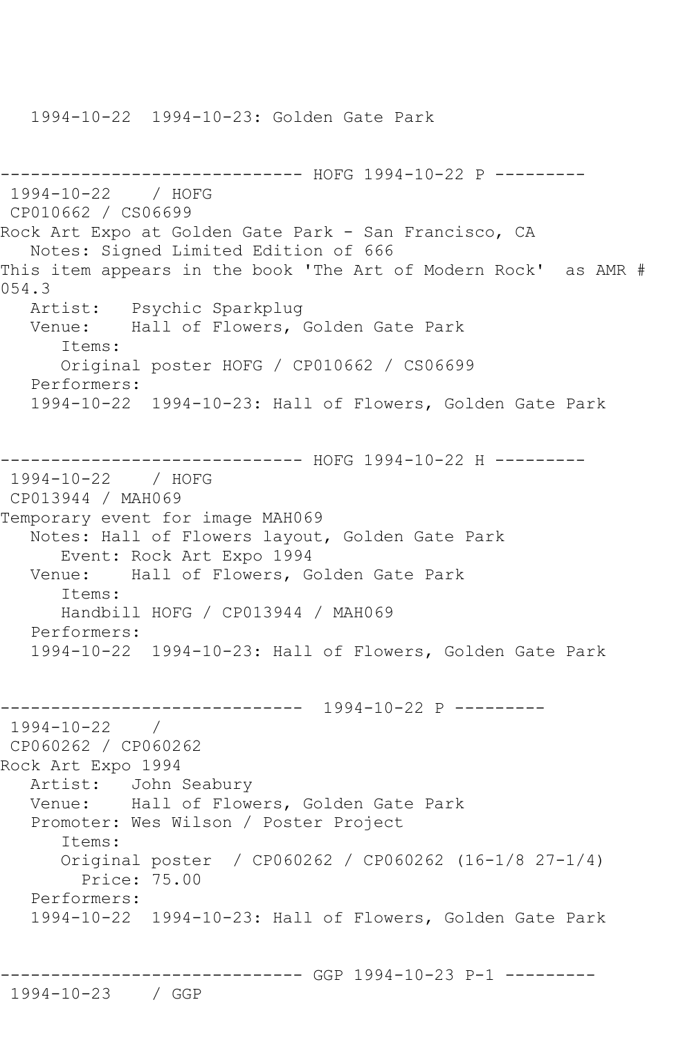1994-10-22  1994-10-23: Golden Gate Park

------------------------------ HOFG 1994-10-22 P ---------
1994-10-22    / HOFG
CP010662 / CS06699
Rock Art Expo at Golden Gate Park - San Francisco, CA
Notes: Signed Limited Edition of 666
This item appears in the book 'The Art of Modern Rock'  as AMR # 054.3
Artist:   Psychic Sparkplug
Venue:    Hall of Flowers, Golden Gate Park
Items:
Original poster HOFG / CP010662 / CS06699
Performers:
1994-10-22  1994-10-23: Hall of Flowers, Golden Gate Park

------------------------------ HOFG 1994-10-22 H ---------
1994-10-22    / HOFG
CP013944 / MAH069
Temporary event for image MAH069
Notes: Hall of Flowers layout, Golden Gate Park
Event: Rock Art Expo 1994
Venue:    Hall of Flowers, Golden Gate Park
Items:
Handbill HOFG / CP013944 / MAH069
Performers:
1994-10-22  1994-10-23: Hall of Flowers, Golden Gate Park

------------------------------  1994-10-22 P ---------
1994-10-22    /
CP060262 / CP060262
Rock Art Expo 1994
Artist:   John Seabury
Venue:    Hall of Flowers, Golden Gate Park
Promoter: Wes Wilson / Poster Project
Items:
Original poster  / CP060262 / CP060262 (16-1/8 27-1/4)
Price: 75.00
Performers:
1994-10-22  1994-10-23: Hall of Flowers, Golden Gate Park

------------------------------ GGP 1994-10-23 P-1 ---------
1994-10-23    / GGP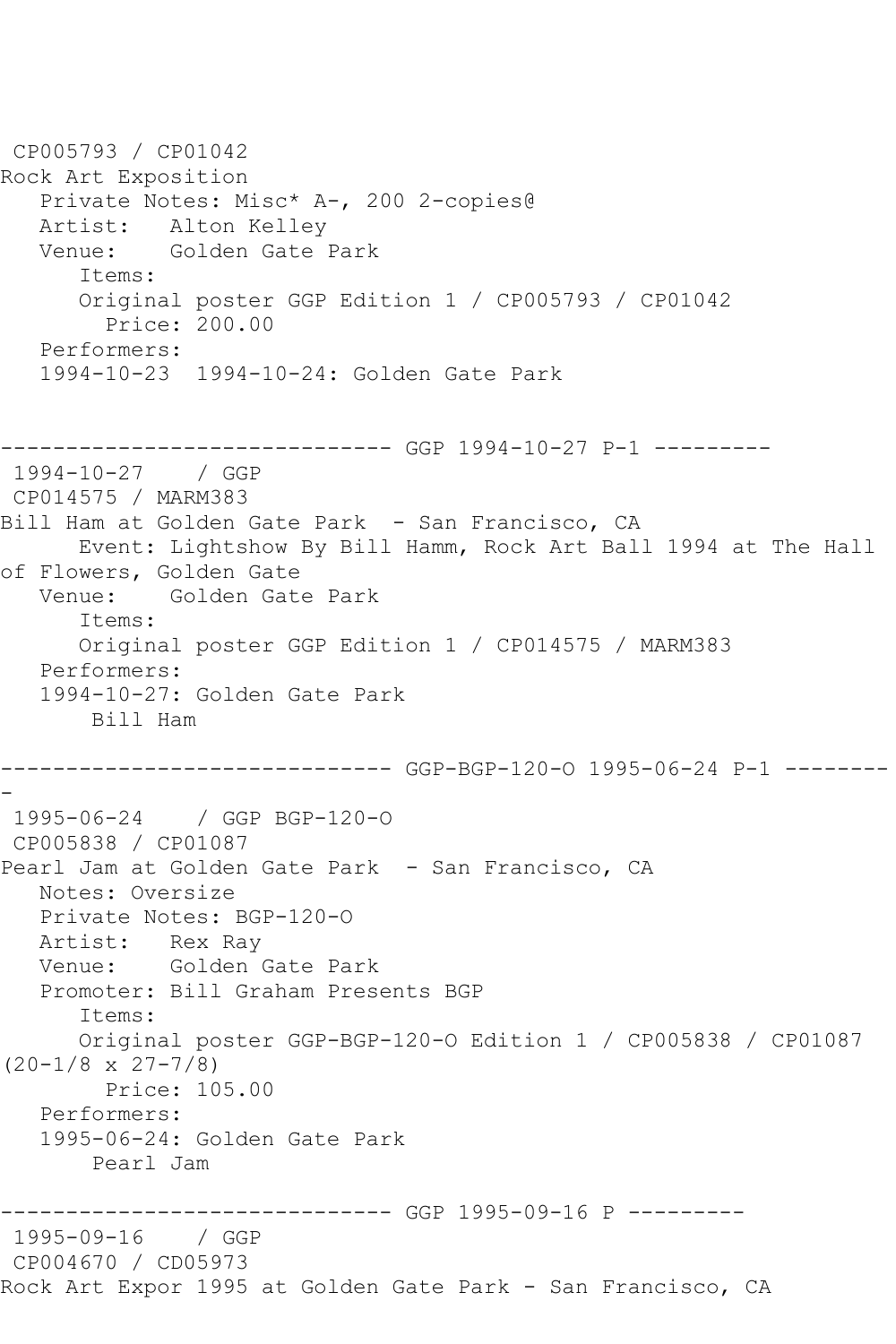CP005793 / CP01042
Rock Art Exposition
Private Notes: Misc* A-, 200 2-copies@
Artist: Alton Kelley
Venue: Golden Gate Park
Items:
Original poster GGP Edition 1 / CP005793 / CP01042
Price: 200.00
Performers:
1994-10-23 1994-10-24: Golden Gate Park

------------------------------ GGP 1994-10-27 P-1 ---------
1994-10-27 / GGP
CP014575 / MARM383
Bill Ham at Golden Gate Park - San Francisco, CA
Event: Lightshow By Bill Hamm, Rock Art Ball 1994 at The Hall of Flowers, Golden Gate
Venue: Golden Gate Park
Items:
Original poster GGP Edition 1 / CP014575 / MARM383
Performers:
1994-10-27: Golden Gate Park
Bill Ham

------------------------------ GGP-BGP-120-O 1995-06-24 P-1 ---------
1995-06-24 / GGP BGP-120-O
CP005838 / CP01087
Pearl Jam at Golden Gate Park - San Francisco, CA
Notes: Oversize
Private Notes: BGP-120-O
Artist: Rex Ray
Venue: Golden Gate Park
Promoter: Bill Graham Presents BGP
Items:
Original poster GGP-BGP-120-O Edition 1 / CP005838 / CP01087 (20-1/8 x 27-7/8)
Price: 105.00
Performers:
1995-06-24: Golden Gate Park
Pearl Jam

------------------------------ GGP 1995-09-16 P ---------
1995-09-16 / GGP
CP004670 / CD05973
Rock Art Expor 1995 at Golden Gate Park - San Francisco, CA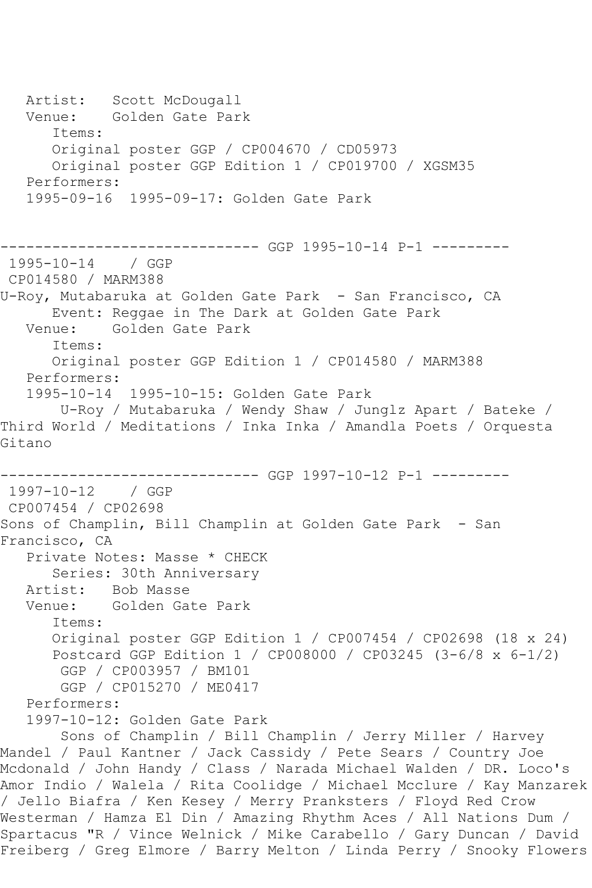Artist: Scott McDougall
Venue: Golden Gate Park
Items:
Original poster GGP / CP004670 / CD05973
Original poster GGP Edition 1 / CP019700 / XGSM35
Performers:
1995-09-16 1995-09-17: Golden Gate Park

------------------------------ GGP 1995-10-14 P-1 ---------
1995-10-14 / GGP
CP014580 / MARM388
U-Roy, Mutabaruka at Golden Gate Park - San Francisco, CA
Event: Reggae in The Dark at Golden Gate Park
Venue: Golden Gate Park
Items:
Original poster GGP Edition 1 / CP014580 / MARM388
Performers:
1995-10-14 1995-10-15: Golden Gate Park
U-Roy / Mutabaruka / Wendy Shaw / Junglz Apart / Bateke / Third World / Meditations / Inka Inka / Amandla Poets / Orquesta Gitano

------------------------------ GGP 1997-10-12 P-1 ---------
1997-10-12 / GGP
CP007454 / CP02698
Sons of Champlin, Bill Champlin at Golden Gate Park - San Francisco, CA
Private Notes: Masse * CHECK
Series: 30th Anniversary
Artist: Bob Masse
Venue: Golden Gate Park
Items:
Original poster GGP Edition 1 / CP007454 / CP02698 (18 x 24)
Postcard GGP Edition 1 / CP008000 / CP03245 (3-6/8 x 6-1/2)
GGP / CP003957 / BM101
GGP / CP015270 / ME0417
Performers:
1997-10-12: Golden Gate Park
Sons of Champlin / Bill Champlin / Jerry Miller / Harvey Mandel / Paul Kantner / Jack Cassidy / Pete Sears / Country Joe Mcdonald / John Handy / Class / Narada Michael Walden / DR. Loco's Amor Indio / Walela / Rita Coolidge / Michael Mcclure / Kay Manzarek / Jello Biafra / Ken Kesey / Merry Pranksters / Floyd Red Crow Westerman / Hamza El Din / Amazing Rhythm Aces / All Nations Dum / Spartacus "R / Vince Welnick / Mike Carabello / Gary Duncan / David Freiberg / Greg Elmore / Barry Melton / Linda Perry / Snooky Flowers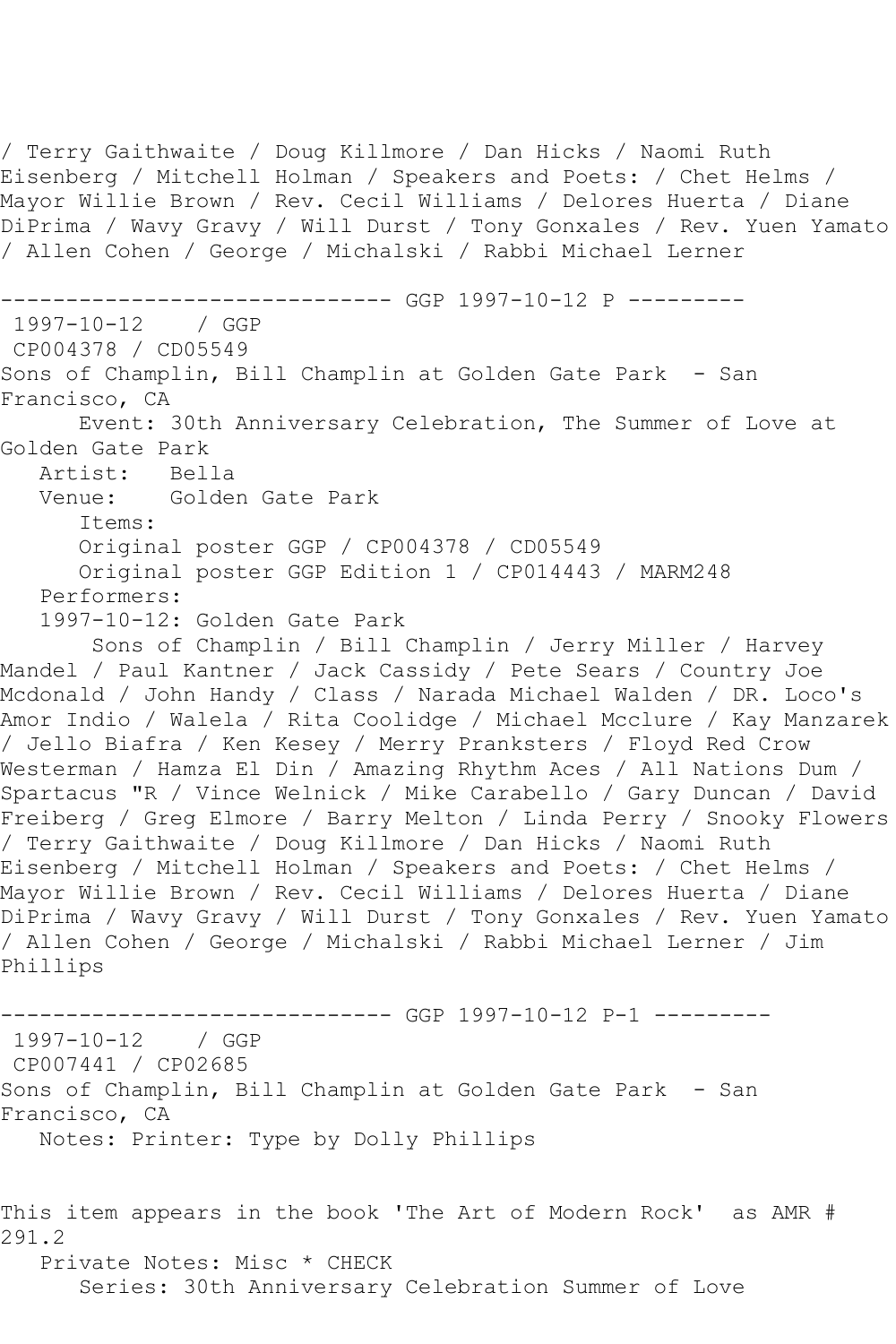/ Terry Gaithwaite / Doug Killmore / Dan Hicks / Naomi Ruth Eisenberg / Mitchell Holman / Speakers and Poets: / Chet Helms / Mayor Willie Brown / Rev. Cecil Williams / Delores Huerta / Diane DiPrima / Wavy Gravy / Will Durst / Tony Gonxales / Rev. Yuen Yamato / Allen Cohen / George / Michalski / Rabbi Michael Lerner

------------------------------ GGP 1997-10-12 P ---------

1997-10-12 / GGP
CP004378 / CD05549
Sons of Champlin, Bill Champlin at Golden Gate Park - San Francisco, CA
Event: 30th Anniversary Celebration, The Summer of Love at Golden Gate Park
Artist: Bella
Venue: Golden Gate Park
Items:
Original poster GGP / CP004378 / CD05549
Original poster GGP Edition 1 / CP014443 / MARM248
Performers:
1997-10-12: Golden Gate Park
Sons of Champlin / Bill Champlin / Jerry Miller / Harvey Mandel / Paul Kantner / Jack Cassidy / Pete Sears / Country Joe Mcdonald / John Handy / Class / Narada Michael Walden / DR. Loco's Amor Indio / Walela / Rita Coolidge / Michael Mcclure / Kay Manzarek / Jello Biafra / Ken Kesey / Merry Pranksters / Floyd Red Crow Westerman / Hamza El Din / Amazing Rhythm Aces / All Nations Dum / Spartacus "R / Vince Welnick / Mike Carabello / Gary Duncan / David Freiberg / Greg Elmore / Barry Melton / Linda Perry / Snooky Flowers / Terry Gaithwaite / Doug Killmore / Dan Hicks / Naomi Ruth Eisenberg / Mitchell Holman / Speakers and Poets: / Chet Helms / Mayor Willie Brown / Rev. Cecil Williams / Delores Huerta / Diane DiPrima / Wavy Gravy / Will Durst / Tony Gonxales / Rev. Yuen Yamato / Allen Cohen / George / Michalski / Rabbi Michael Lerner / Jim Phillips

------------------------------ GGP 1997-10-12 P-1 ---------

1997-10-12 / GGP
CP007441 / CP02685
Sons of Champlin, Bill Champlin at Golden Gate Park - San Francisco, CA
Notes: Printer: Type by Dolly Phillips

This item appears in the book 'The Art of Modern Rock' as AMR # 291.2
Private Notes: Misc * CHECK
Series: 30th Anniversary Celebration Summer of Love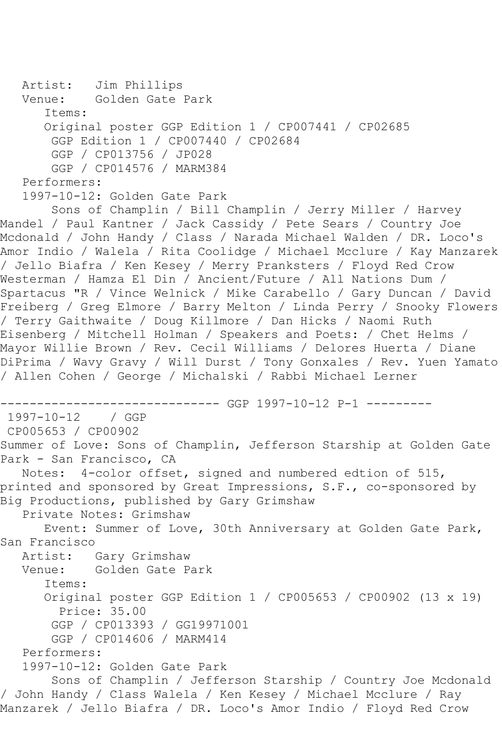Artist: Jim Phillips
Venue: Golden Gate Park
Items:
Original poster GGP Edition 1 / CP007441 / CP02685
GGP Edition 1 / CP007440 / CP02684
GGP / CP013756 / JP028
GGP / CP014576 / MARM384
Performers:
1997-10-12: Golden Gate Park
Sons of Champlin / Bill Champlin / Jerry Miller / Harvey Mandel / Paul Kantner / Jack Cassidy / Pete Sears / Country Joe Mcdonald / John Handy / Class / Narada Michael Walden / DR. Loco's Amor Indio / Walela / Rita Coolidge / Michael Mcclure / Kay Manzarek / Jello Biafra / Ken Kesey / Merry Pranksters / Floyd Red Crow Westerman / Hamza El Din / Ancient/Future / All Nations Dum / Spartacus "R / Vince Welnick / Mike Carabello / Gary Duncan / David Freiberg / Greg Elmore / Barry Melton / Linda Perry / Snooky Flowers / Terry Gaithwaite / Doug Killmore / Dan Hicks / Naomi Ruth Eisenberg / Mitchell Holman / Speakers and Poets: / Chet Helms / Mayor Willie Brown / Rev. Cecil Williams / Delores Huerta / Diane DiPrima / Wavy Gravy / Will Durst / Tony Gonxales / Rev. Yuen Yamato / Allen Cohen / George / Michalski / Rabbi Michael Lerner

------------------------------ GGP 1997-10-12 P-1 ---------

1997-10-12 / GGP
CP005653 / CP00902
Summer of Love: Sons of Champlin, Jefferson Starship at Golden Gate Park - San Francisco, CA
Notes: 4-color offset, signed and numbered edtion of 515, printed and sponsored by Great Impressions, S.F., co-sponsored by Big Productions, published by Gary Grimshaw
Private Notes: Grimshaw
Event: Summer of Love, 30th Anniversary at Golden Gate Park, San Francisco
Artist: Gary Grimshaw
Venue: Golden Gate Park
Items:
Original poster GGP Edition 1 / CP005653 / CP00902 (13 x 19)
Price: 35.00
GGP / CP013393 / GG19971001
GGP / CP014606 / MARM414
Performers:
1997-10-12: Golden Gate Park
Sons of Champlin / Jefferson Starship / Country Joe Mcdonald / John Handy / Class Walela / Ken Kesey / Michael Mcclure / Ray Manzarek / Jello Biafra / DR. Loco's Amor Indio / Floyd Red Crow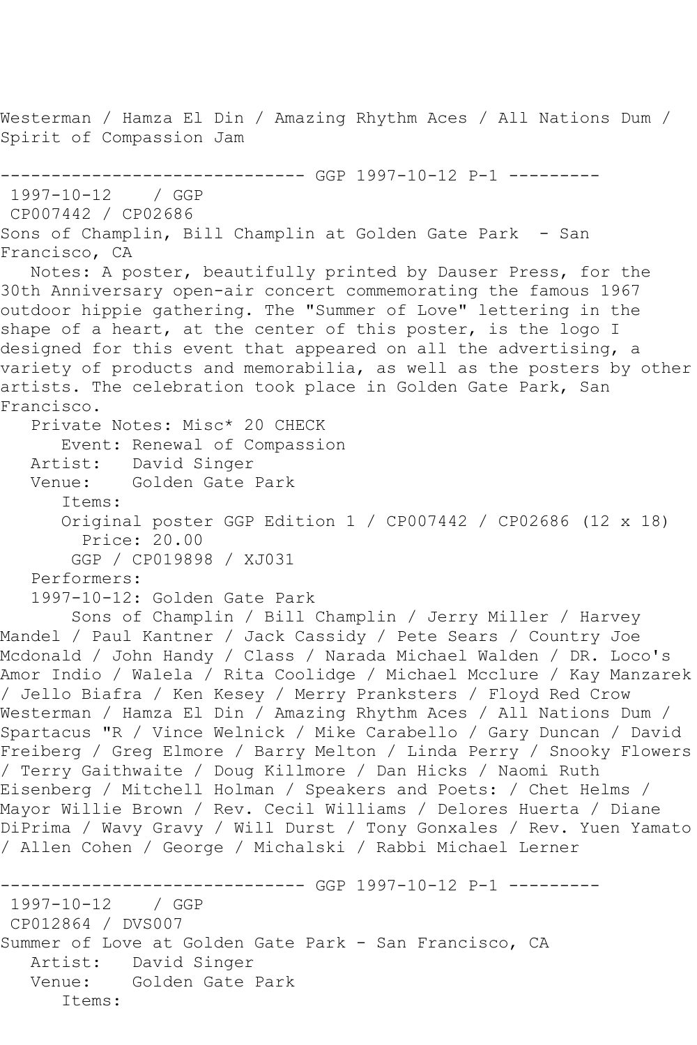Westerman / Hamza El Din / Amazing Rhythm Aces / All Nations Dum / Spirit of Compassion Jam

------------------------------ GGP 1997-10-12 P-1 ---------

1997-10-12 / GGP

CP007442 / CP02686

Sons of Champlin, Bill Champlin at Golden Gate Park - San Francisco, CA

Notes: A poster, beautifully printed by Dauser Press, for the 30th Anniversary open-air concert commemorating the famous 1967 outdoor hippie gathering. The "Summer of Love" lettering in the shape of a heart, at the center of this poster, is the logo I designed for this event that appeared on all the advertising, a variety of products and memorabilia, as well as the posters by other artists. The celebration took place in Golden Gate Park, San Francisco.

Private Notes: Misc* 20 CHECK

Event: Renewal of Compassion

Artist: David Singer

Venue: Golden Gate Park

Items:

Original poster GGP Edition 1 / CP007442 / CP02686 (12 x 18)

Price: 20.00

GGP / CP019898 / XJ031

Performers:

1997-10-12: Golden Gate Park

Sons of Champlin / Bill Champlin / Jerry Miller / Harvey Mandel / Paul Kantner / Jack Cassidy / Pete Sears / Country Joe Mcdonald / John Handy / Class / Narada Michael Walden / DR. Loco's Amor Indio / Walela / Rita Coolidge / Michael Mcclure / Kay Manzarek / Jello Biafra / Ken Kesey / Merry Pranksters / Floyd Red Crow Westerman / Hamza El Din / Amazing Rhythm Aces / All Nations Dum / Spartacus "R / Vince Welnick / Mike Carabello / Gary Duncan / David Freiberg / Greg Elmore / Barry Melton / Linda Perry / Snooky Flowers / Terry Gaithwaite / Doug Killmore / Dan Hicks / Naomi Ruth Eisenberg / Mitchell Holman / Speakers and Poets: / Chet Helms / Mayor Willie Brown / Rev. Cecil Williams / Delores Huerta / Diane DiPrima / Wavy Gravy / Will Durst / Tony Gonxales / Rev. Yuen Yamato / Allen Cohen / George / Michalski / Rabbi Michael Lerner

------------------------------ GGP 1997-10-12 P-1 ---------

1997-10-12 / GGP

CP012864 / DVS007

Summer of Love at Golden Gate Park - San Francisco, CA

Artist: David Singer

Venue: Golden Gate Park

Items: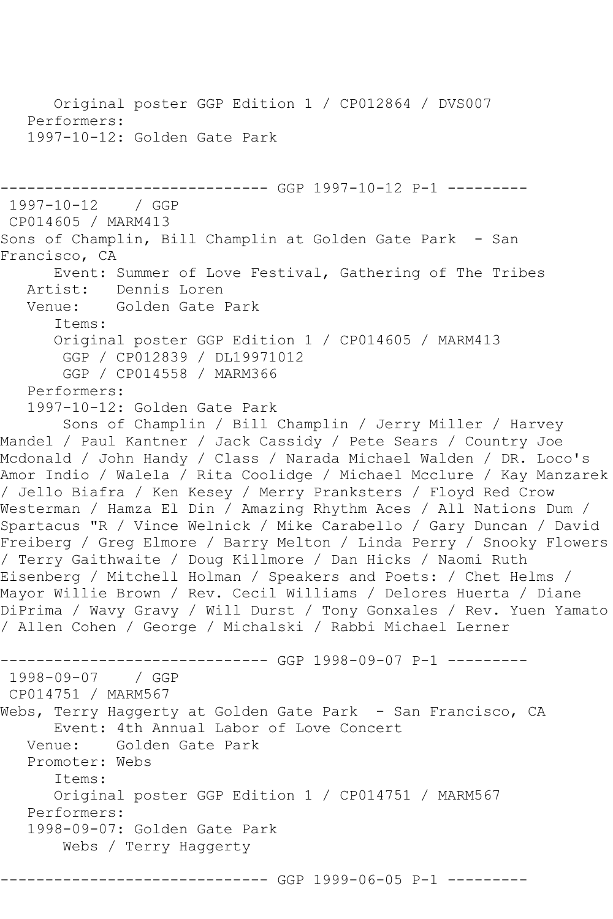Original poster GGP Edition 1 / CP012864 / DVS007
Performers:
1997-10-12: Golden Gate Park

------------------------------ GGP 1997-10-12 P-1 ---------

1997-10-12 / GGP
CP014605 / MARM413
Sons of Champlin, Bill Champlin at Golden Gate Park - San Francisco, CA
Event: Summer of Love Festival, Gathering of The Tribes
Artist: Dennis Loren
Venue: Golden Gate Park
Items:
Original poster GGP Edition 1 / CP014605 / MARM413
GGP / CP012839 / DL19971012
GGP / CP014558 / MARM366
Performers:
1997-10-12: Golden Gate Park
Sons of Champlin / Bill Champlin / Jerry Miller / Harvey Mandel / Paul Kantner / Jack Cassidy / Pete Sears / Country Joe Mcdonald / John Handy / Class / Narada Michael Walden / DR. Loco's Amor Indio / Walela / Rita Coolidge / Michael Mcclure / Kay Manzarek / Jello Biafra / Ken Kesey / Merry Pranksters / Floyd Red Crow Westerman / Hamza El Din / Amazing Rhythm Aces / All Nations Dum / Spartacus "R / Vince Welnick / Mike Carabello / Gary Duncan / David Freiberg / Greg Elmore / Barry Melton / Linda Perry / Snooky Flowers / Terry Gaithwaite / Doug Killmore / Dan Hicks / Naomi Ruth Eisenberg / Mitchell Holman / Speakers and Poets: / Chet Helms / Mayor Willie Brown / Rev. Cecil Williams / Delores Huerta / Diane DiPrima / Wavy Gravy / Will Durst / Tony Gonxales / Rev. Yuen Yamato / Allen Cohen / George / Michalski / Rabbi Michael Lerner

------------------------------ GGP 1998-09-07 P-1 ---------

1998-09-07 / GGP
CP014751 / MARM567
Webs, Terry Haggerty at Golden Gate Park - San Francisco, CA
Event: 4th Annual Labor of Love Concert
Venue: Golden Gate Park
Promoter: Webs
Items:
Original poster GGP Edition 1 / CP014751 / MARM567
Performers:
1998-09-07: Golden Gate Park
Webs / Terry Haggerty

------------------------------ GGP 1999-06-05 P-1 ---------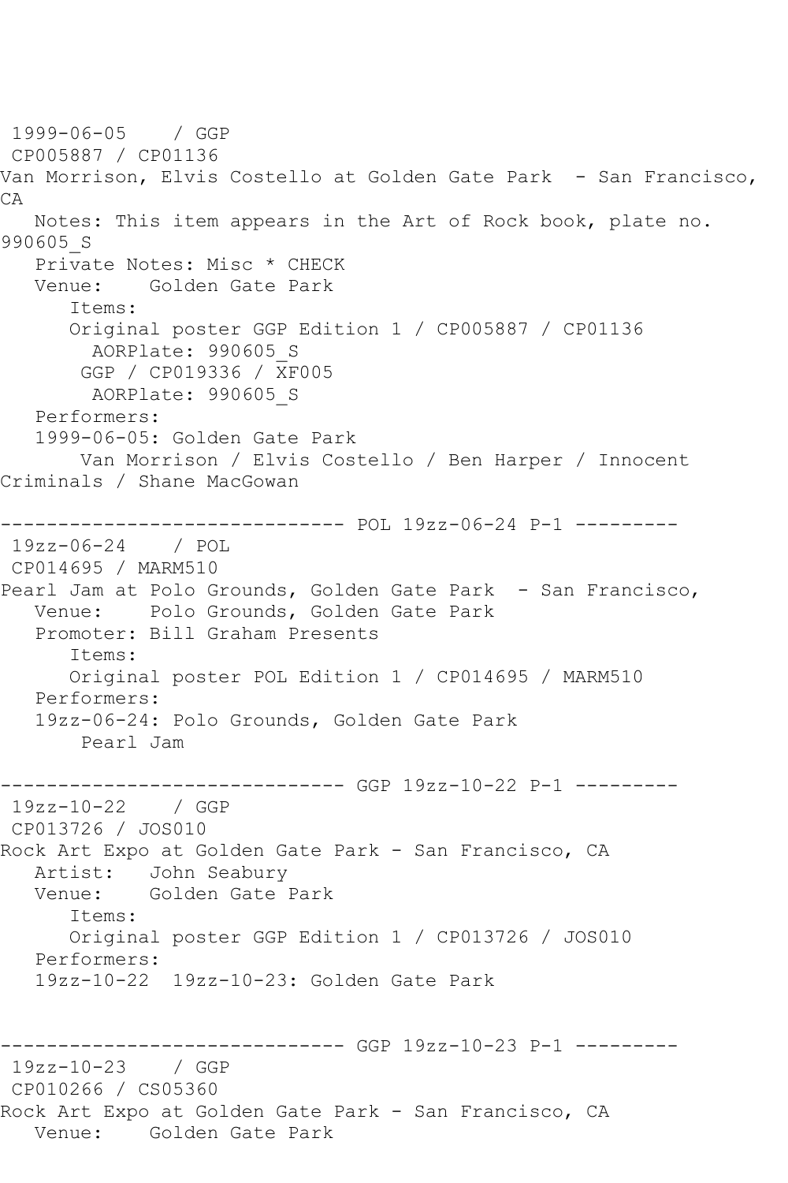1999-06-05    / GGP
CP005887 / CP01136
Van Morrison, Elvis Costello at Golden Gate Park  - San Francisco, CA
   Notes: This item appears in the Art of Rock book, plate no. 990605_S
   Private Notes: Misc * CHECK
   Venue:    Golden Gate Park
      Items:
      Original poster GGP Edition 1 / CP005887 / CP01136
        AORPlate: 990605_S
       GGP / CP019336 / XF005
        AORPlate: 990605_S
   Performers:
   1999-06-05: Golden Gate Park
       Van Morrison / Elvis Costello / Ben Harper / Innocent Criminals / Shane MacGowan

------------------------------ POL 19zz-06-24 P-1 ---------
19zz-06-24    / POL
CP014695 / MARM510
Pearl Jam at Polo Grounds, Golden Gate Park  - San Francisco,
   Venue:    Polo Grounds, Golden Gate Park
   Promoter: Bill Graham Presents
      Items:
      Original poster POL Edition 1 / CP014695 / MARM510
   Performers:
   19zz-06-24: Polo Grounds, Golden Gate Park
       Pearl Jam

------------------------------ GGP 19zz-10-22 P-1 ---------
19zz-10-22    / GGP
CP013726 / JOS010
Rock Art Expo at Golden Gate Park - San Francisco, CA
   Artist:   John Seabury
   Venue:    Golden Gate Park
      Items:
      Original poster GGP Edition 1 / CP013726 / JOS010
   Performers:
   19zz-10-22  19zz-10-23: Golden Gate Park

------------------------------ GGP 19zz-10-23 P-1 ---------
19zz-10-23    / GGP
CP010266 / CS05360
Rock Art Expo at Golden Gate Park - San Francisco, CA
   Venue:    Golden Gate Park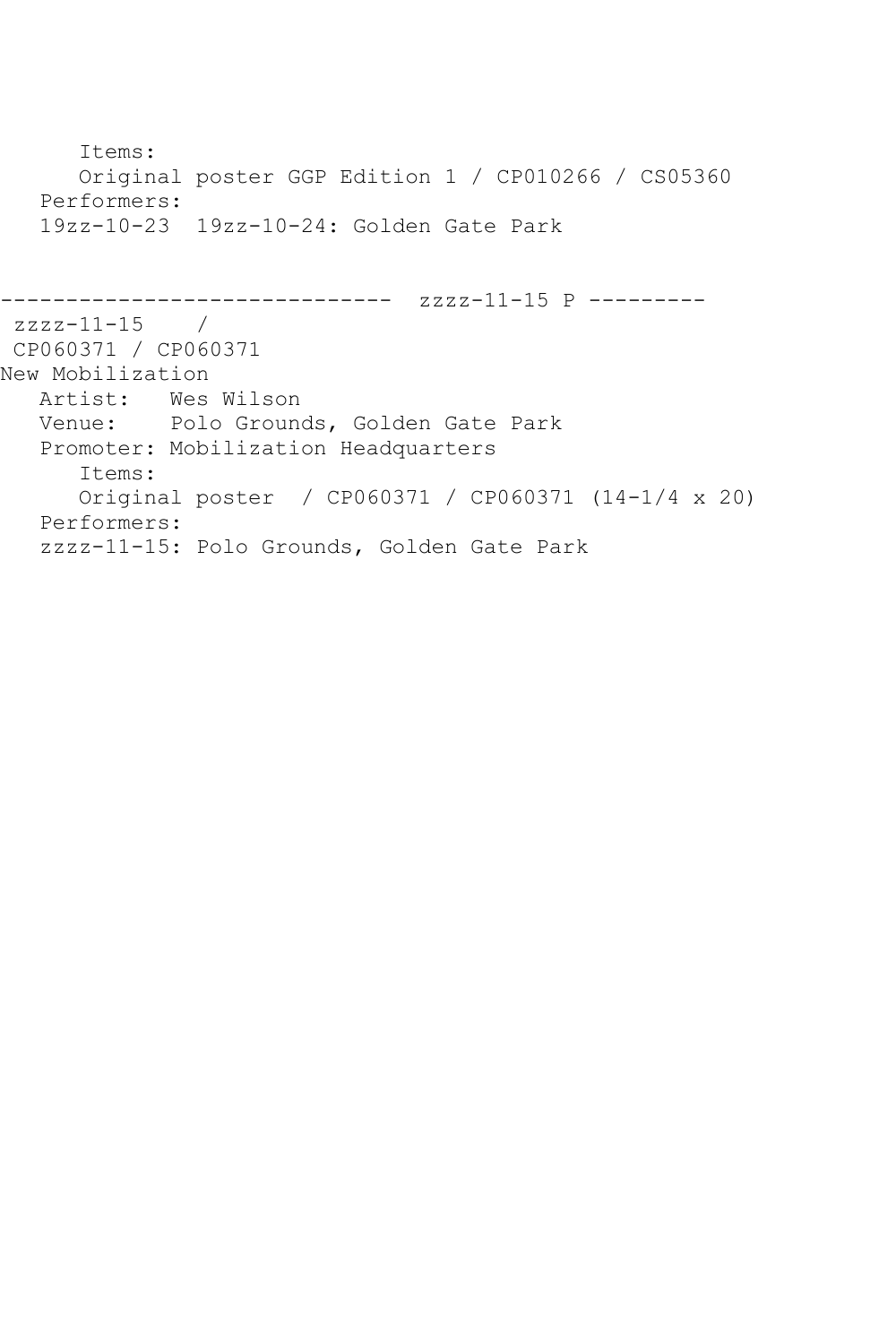Items:
Original poster GGP Edition 1 / CP010266 / CS05360
Performers:
19zz-10-23 19zz-10-24: Golden Gate Park

------------------------------ zzzz-11-15 P ---------
zzzz-11-15 /
CP060371 / CP060371
New Mobilization
Artist: Wes Wilson
Venue: Polo Grounds, Golden Gate Park
Promoter: Mobilization Headquarters
Items:
Original poster / CP060371 / CP060371 (14-1/4 x 20)
Performers:
zzzz-11-15: Polo Grounds, Golden Gate Park